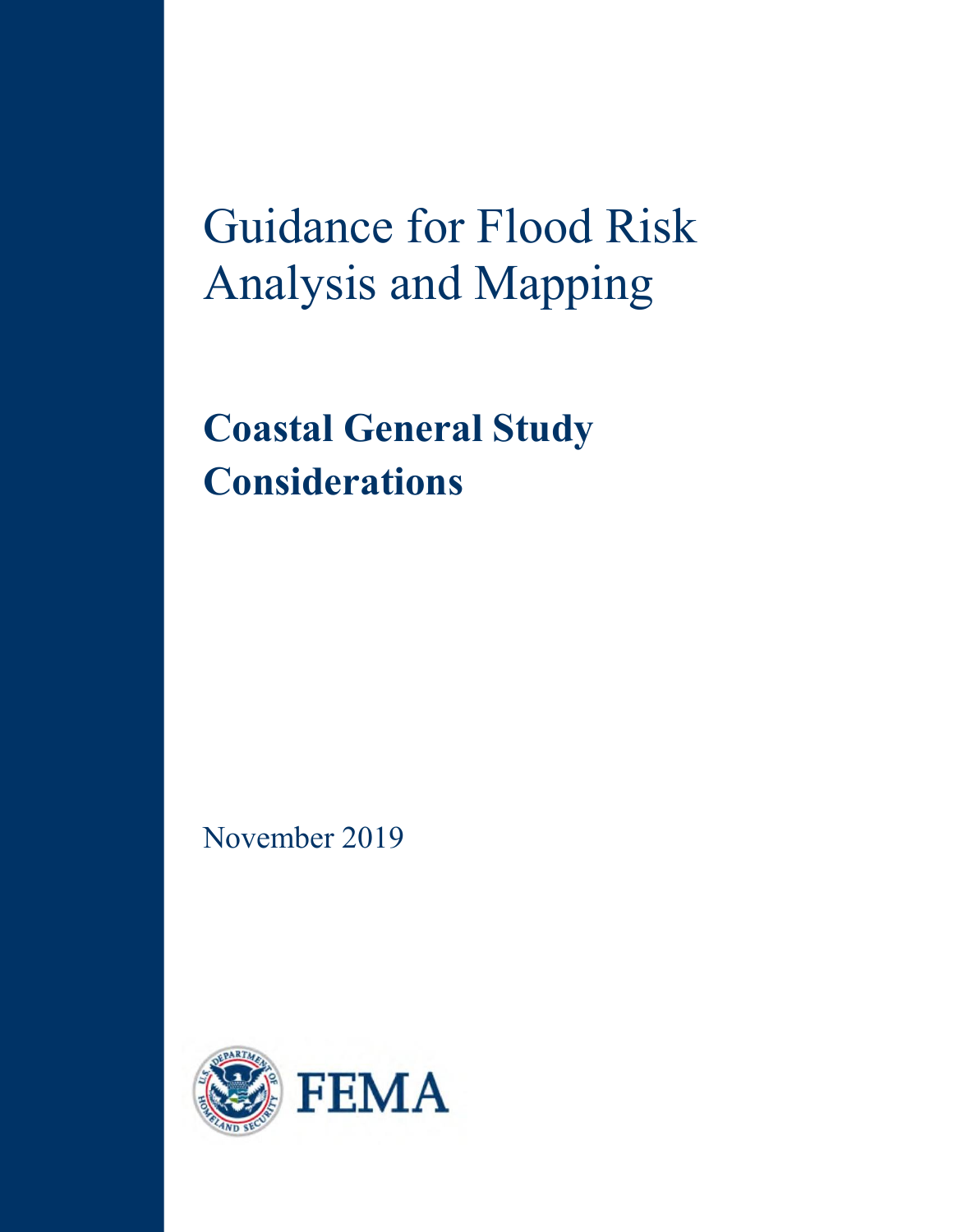# Guidance for Flood Risk Analysis and Mapping

## Coastal General Study Considerations

November 2019

FEMA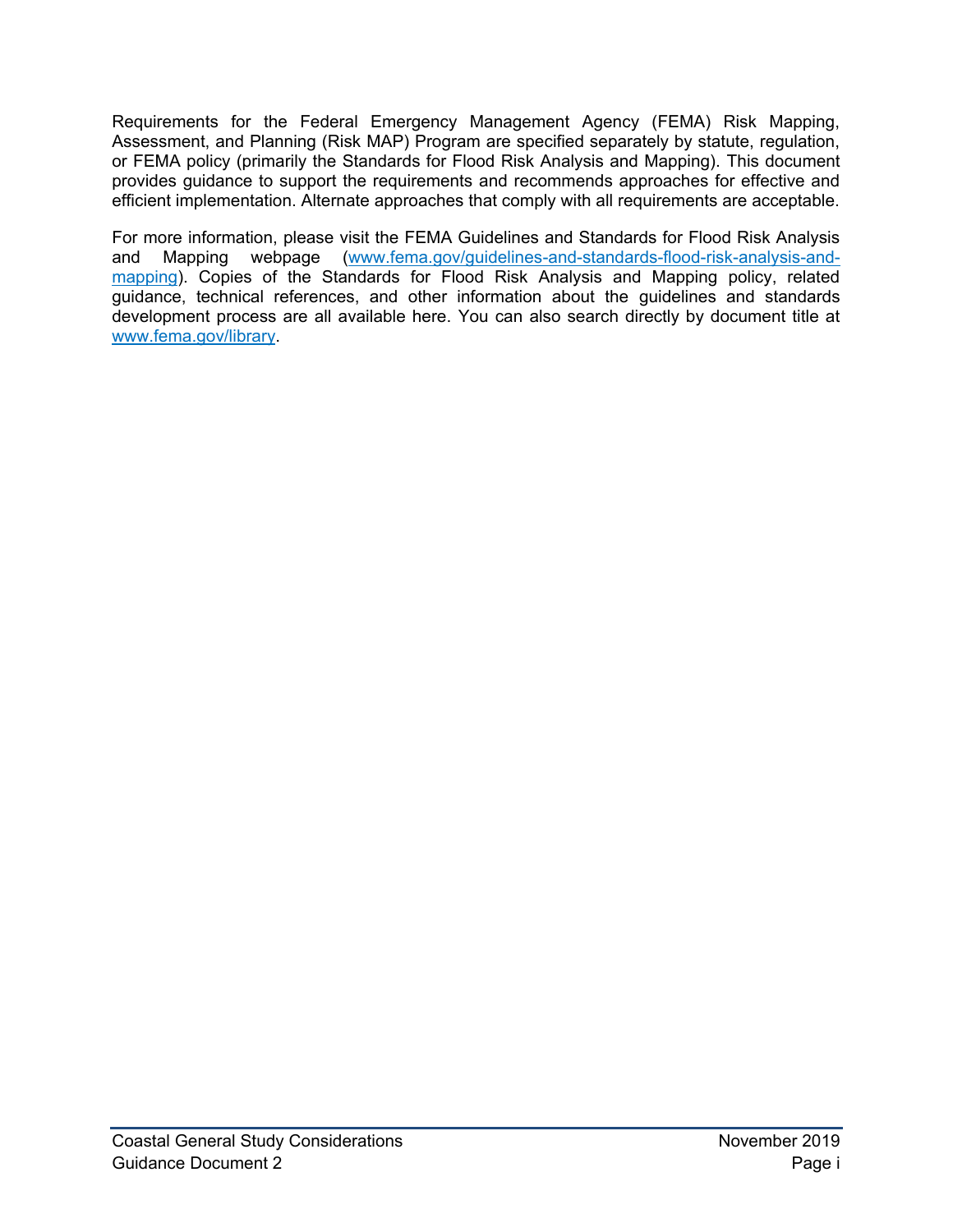Requirements for the Federal Emergency Management Agency (FEMA) Risk Mapping, Assessment, and Planning (Risk MAP) Program are specified separately by statute, regulation, or FEMA policy (primarily the Standards for Flood Risk Analysis and Mapping). This document provides guidance to support the requirements and recommends approaches for effective and efficient implementation. Alternate approaches that comply with all requirements are acceptable.

For more information, please visit the FEMA Guidelines and Standards for Flood Risk Analysis and Mapping webpage ([www.fema.gov/guidelines-and-standards-flood-risk-analysis-and-mapping](http://www.fema.gov/guidelines-and-standards-flood-risk-analysis-and-mapping)). Copies of the Standards for Flood Risk Analysis and Mapping policy, related guidance, technical references, and other information about the guidelines and standards development process are all available here. You can also search directly by document title at [www.fema.gov/library](http://www.fema.gov/library).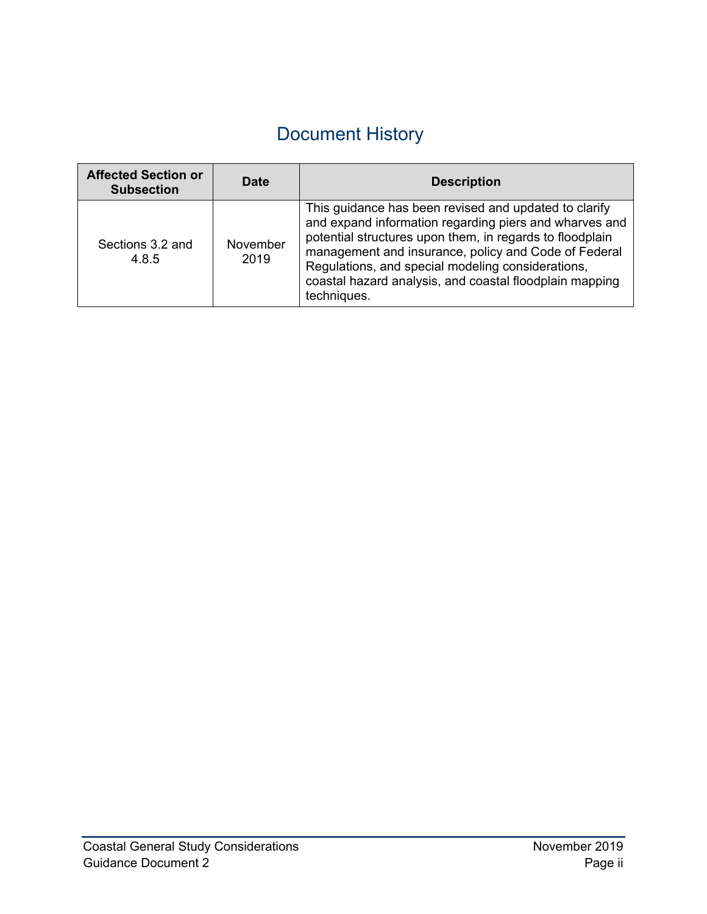# Document History

| Affected Section or Subsection | Date | Description |
| --- | --- | --- |
| Sections 3.2 and 4.8.5 | November 2019 | This guidance has been revised and updated to clarify and expand information regarding piers and wharves and potential structures upon them, in regards to floodplain management and insurance, policy and Code of Federal Regulations, and special modeling considerations, coastal hazard analysis, and coastal floodplain mapping techniques. |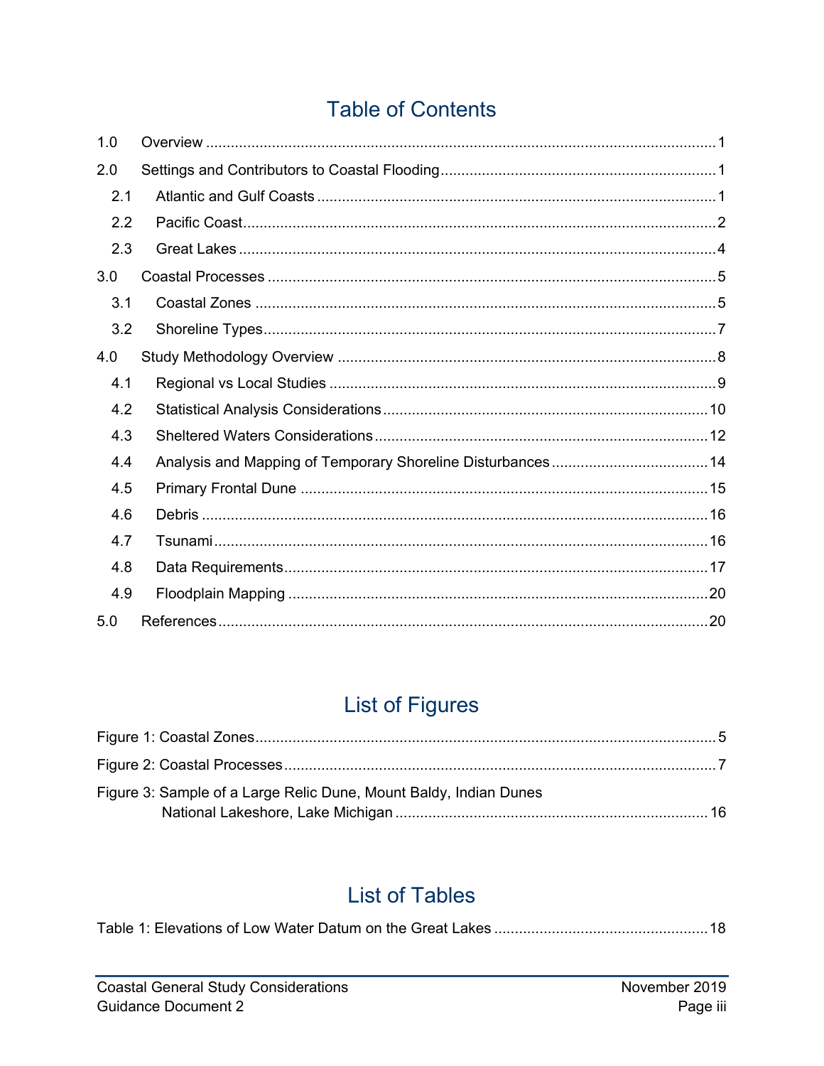# Table of Contents

1.0 Overview ..... 1

2.0 Settings and Contributors to Coastal Flooding ..... 1

- 2.1 Atlantic and Gulf Coasts ..... 1
- 2.2 Pacific Coast ..... 2
- 2.3 Great Lakes ..... 4

3.0 Coastal Processes ..... 5

- 3.1 Coastal Zones ..... 5
- 3.2 Shoreline Types ..... 7

4.0 Study Methodology Overview ..... 8

- 4.1 Regional vs Local Studies ..... 9
- 4.2 Statistical Analysis Considerations ..... 10
- 4.3 Sheltered Waters Considerations ..... 12
- 4.4 Analysis and Mapping of Temporary Shoreline Disturbances ..... 14
- 4.5 Primary Frontal Dune ..... 15
- 4.6 Debris ..... 16
- 4.7 Tsunami ..... 16
- 4.8 Data Requirements ..... 17
- 4.9 Floodplain Mapping ..... 20

5.0 References ..... 20

# List of Figures

Figure 1: Coastal Zones ..... 5

Figure 2: Coastal Processes ..... 7

Figure 3: Sample of a Large Relic Dune, Mount Baldy, Indian Dunes National Lakeshore, Lake Michigan ..... 16

# List of Tables

Table 1: Elevations of Low Water Datum on the Great Lakes ..... 18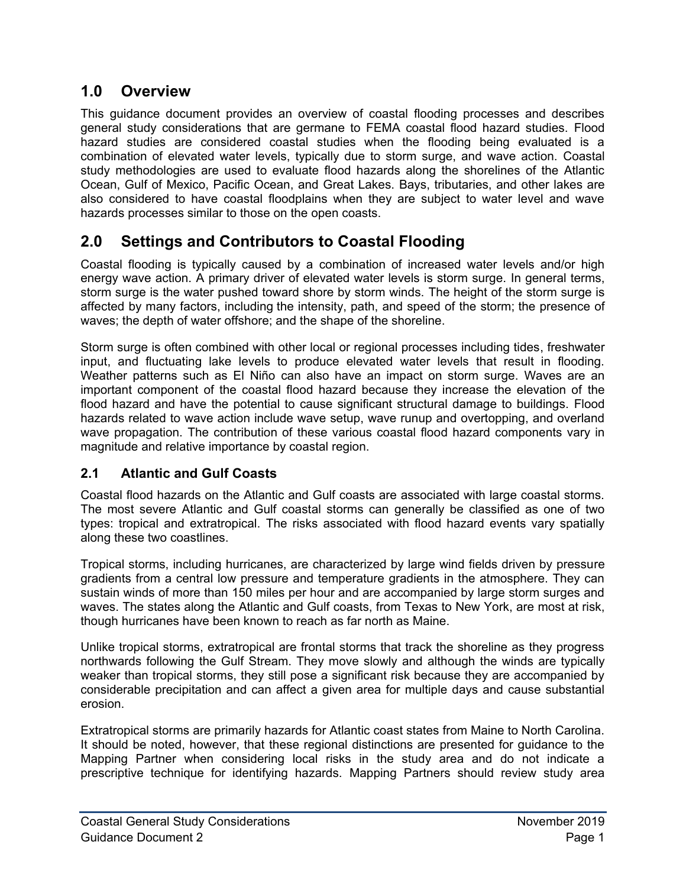## 1.0 Overview

This guidance document provides an overview of coastal flooding processes and describes general study considerations that are germane to FEMA coastal flood hazard studies. Flood hazard studies are considered coastal studies when the flooding being evaluated is a combination of elevated water levels, typically due to storm surge, and wave action. Coastal study methodologies are used to evaluate flood hazards along the shorelines of the Atlantic Ocean, Gulf of Mexico, Pacific Ocean, and Great Lakes. Bays, tributaries, and other lakes are also considered to have coastal floodplains when they are subject to water level and wave hazards processes similar to those on the open coasts.

## 2.0 Settings and Contributors to Coastal Flooding

Coastal flooding is typically caused by a combination of increased water levels and/or high energy wave action. A primary driver of elevated water levels is storm surge. In general terms, storm surge is the water pushed toward shore by storm winds. The height of the storm surge is affected by many factors, including the intensity, path, and speed of the storm; the presence of waves; the depth of water offshore; and the shape of the shoreline.

Storm surge is often combined with other local or regional processes including tides, freshwater input, and fluctuating lake levels to produce elevated water levels that result in flooding. Weather patterns such as El Niño can also have an impact on storm surge. Waves are an important component of the coastal flood hazard because they increase the elevation of the flood hazard and have the potential to cause significant structural damage to buildings. Flood hazards related to wave action include wave setup, wave runup and overtopping, and overland wave propagation. The contribution of these various coastal flood hazard components vary in magnitude and relative importance by coastal region.

### 2.1 Atlantic and Gulf Coasts

Coastal flood hazards on the Atlantic and Gulf coasts are associated with large coastal storms. The most severe Atlantic and Gulf coastal storms can generally be classified as one of two types: tropical and extratropical. The risks associated with flood hazard events vary spatially along these two coastlines.

Tropical storms, including hurricanes, are characterized by large wind fields driven by pressure gradients from a central low pressure and temperature gradients in the atmosphere. They can sustain winds of more than 150 miles per hour and are accompanied by large storm surges and waves. The states along the Atlantic and Gulf coasts, from Texas to New York, are most at risk, though hurricanes have been known to reach as far north as Maine.

Unlike tropical storms, extratropical are frontal storms that track the shoreline as they progress northwards following the Gulf Stream. They move slowly and although the winds are typically weaker than tropical storms, they still pose a significant risk because they are accompanied by considerable precipitation and can affect a given area for multiple days and cause substantial erosion.

Extratropical storms are primarily hazards for Atlantic coast states from Maine to North Carolina. It should be noted, however, that these regional distinctions are presented for guidance to the Mapping Partner when considering local risks in the study area and do not indicate a prescriptive technique for identifying hazards. Mapping Partners should review study area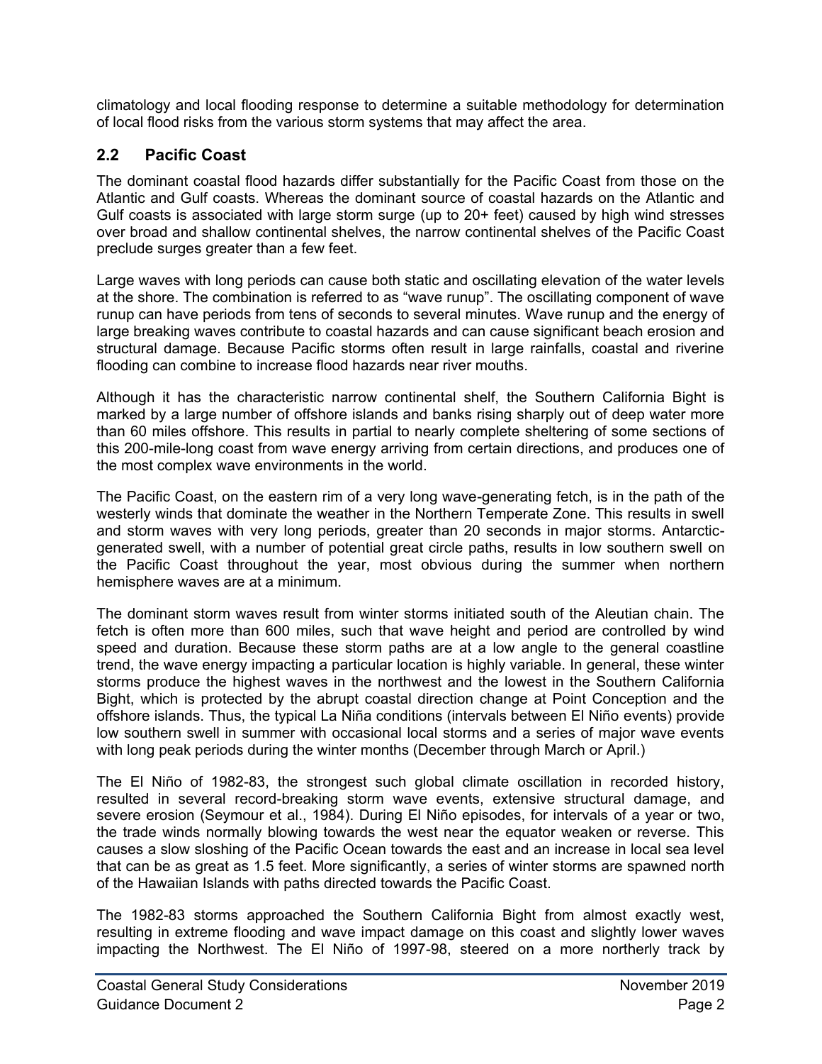climatology and local flooding response to determine a suitable methodology for determination of local flood risks from the various storm systems that may affect the area.

## 2.2 Pacific Coast

The dominant coastal flood hazards differ substantially for the Pacific Coast from those on the Atlantic and Gulf coasts. Whereas the dominant source of coastal hazards on the Atlantic and Gulf coasts is associated with large storm surge (up to 20+ feet) caused by high wind stresses over broad and shallow continental shelves, the narrow continental shelves of the Pacific Coast preclude surges greater than a few feet.

Large waves with long periods can cause both static and oscillating elevation of the water levels at the shore. The combination is referred to as "wave runup". The oscillating component of wave runup can have periods from tens of seconds to several minutes. Wave runup and the energy of large breaking waves contribute to coastal hazards and can cause significant beach erosion and structural damage. Because Pacific storms often result in large rainfalls, coastal and riverine flooding can combine to increase flood hazards near river mouths.

Although it has the characteristic narrow continental shelf, the Southern California Bight is marked by a large number of offshore islands and banks rising sharply out of deep water more than 60 miles offshore. This results in partial to nearly complete sheltering of some sections of this 200-mile-long coast from wave energy arriving from certain directions, and produces one of the most complex wave environments in the world.

The Pacific Coast, on the eastern rim of a very long wave-generating fetch, is in the path of the westerly winds that dominate the weather in the Northern Temperate Zone. This results in swell and storm waves with very long periods, greater than 20 seconds in major storms. Antarctic-generated swell, with a number of potential great circle paths, results in low southern swell on the Pacific Coast throughout the year, most obvious during the summer when northern hemisphere waves are at a minimum.

The dominant storm waves result from winter storms initiated south of the Aleutian chain. The fetch is often more than 600 miles, such that wave height and period are controlled by wind speed and duration. Because these storm paths are at a low angle to the general coastline trend, the wave energy impacting a particular location is highly variable. In general, these winter storms produce the highest waves in the northwest and the lowest in the Southern California Bight, which is protected by the abrupt coastal direction change at Point Conception and the offshore islands. Thus, the typical La Niña conditions (intervals between El Niño events) provide low southern swell in summer with occasional local storms and a series of major wave events with long peak periods during the winter months (December through March or April.)

The El Niño of 1982-83, the strongest such global climate oscillation in recorded history, resulted in several record-breaking storm wave events, extensive structural damage, and severe erosion (Seymour et al., 1984). During El Niño episodes, for intervals of a year or two, the trade winds normally blowing towards the west near the equator weaken or reverse. This causes a slow sloshing of the Pacific Ocean towards the east and an increase in local sea level that can be as great as 1.5 feet. More significantly, a series of winter storms are spawned north of the Hawaiian Islands with paths directed towards the Pacific Coast.

The 1982-83 storms approached the Southern California Bight from almost exactly west, resulting in extreme flooding and wave impact damage on this coast and slightly lower waves impacting the Northwest. The El Niño of 1997-98, steered on a more northerly track by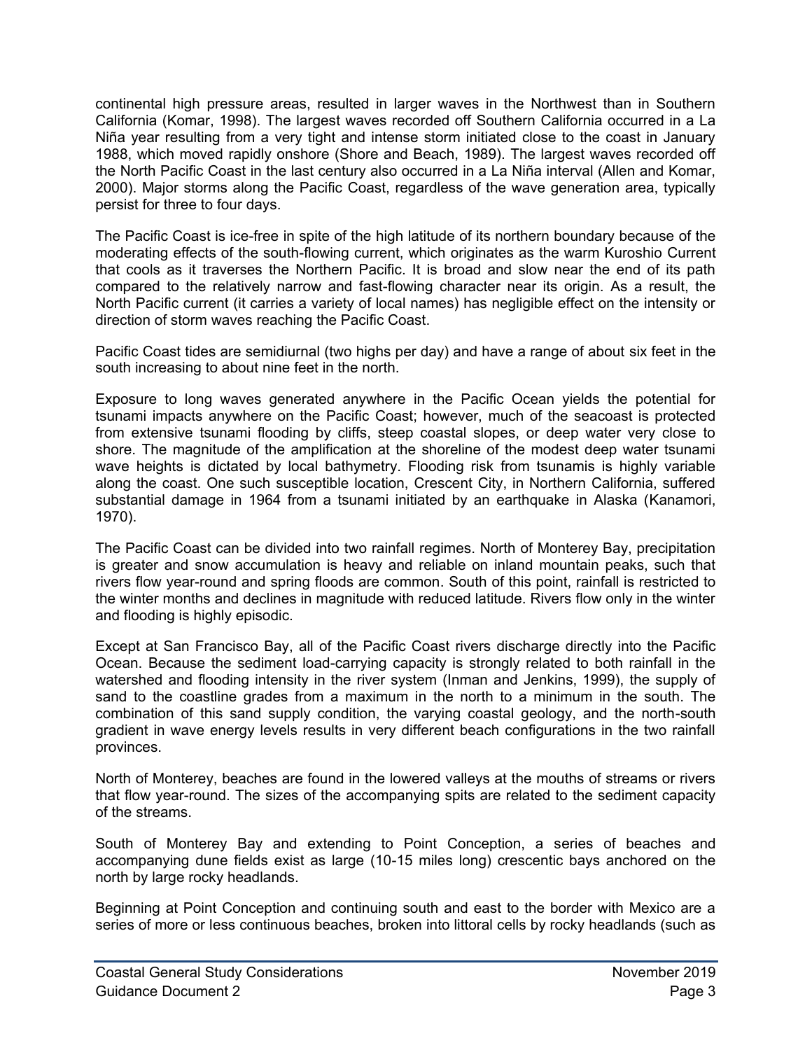continental high pressure areas, resulted in larger waves in the Northwest than in Southern California (Komar, 1998). The largest waves recorded off Southern California occurred in a La Niña year resulting from a very tight and intense storm initiated close to the coast in January 1988, which moved rapidly onshore (Shore and Beach, 1989). The largest waves recorded off the North Pacific Coast in the last century also occurred in a La Niña interval (Allen and Komar, 2000). Major storms along the Pacific Coast, regardless of the wave generation area, typically persist for three to four days.

The Pacific Coast is ice-free in spite of the high latitude of its northern boundary because of the moderating effects of the south-flowing current, which originates as the warm Kuroshio Current that cools as it traverses the Northern Pacific. It is broad and slow near the end of its path compared to the relatively narrow and fast-flowing character near its origin. As a result, the North Pacific current (it carries a variety of local names) has negligible effect on the intensity or direction of storm waves reaching the Pacific Coast.

Pacific Coast tides are semidiurnal (two highs per day) and have a range of about six feet in the south increasing to about nine feet in the north.

Exposure to long waves generated anywhere in the Pacific Ocean yields the potential for tsunami impacts anywhere on the Pacific Coast; however, much of the seacoast is protected from extensive tsunami flooding by cliffs, steep coastal slopes, or deep water very close to shore. The magnitude of the amplification at the shoreline of the modest deep water tsunami wave heights is dictated by local bathymetry. Flooding risk from tsunamis is highly variable along the coast. One such susceptible location, Crescent City, in Northern California, suffered substantial damage in 1964 from a tsunami initiated by an earthquake in Alaska (Kanamori, 1970).

The Pacific Coast can be divided into two rainfall regimes. North of Monterey Bay, precipitation is greater and snow accumulation is heavy and reliable on inland mountain peaks, such that rivers flow year-round and spring floods are common. South of this point, rainfall is restricted to the winter months and declines in magnitude with reduced latitude. Rivers flow only in the winter and flooding is highly episodic.

Except at San Francisco Bay, all of the Pacific Coast rivers discharge directly into the Pacific Ocean. Because the sediment load-carrying capacity is strongly related to both rainfall in the watershed and flooding intensity in the river system (Inman and Jenkins, 1999), the supply of sand to the coastline grades from a maximum in the north to a minimum in the south. The combination of this sand supply condition, the varying coastal geology, and the north-south gradient in wave energy levels results in very different beach configurations in the two rainfall provinces.

North of Monterey, beaches are found in the lowered valleys at the mouths of streams or rivers that flow year-round. The sizes of the accompanying spits are related to the sediment capacity of the streams.

South of Monterey Bay and extending to Point Conception, a series of beaches and accompanying dune fields exist as large (10-15 miles long) crescentic bays anchored on the north by large rocky headlands.

Beginning at Point Conception and continuing south and east to the border with Mexico are a series of more or less continuous beaches, broken into littoral cells by rocky headlands (such as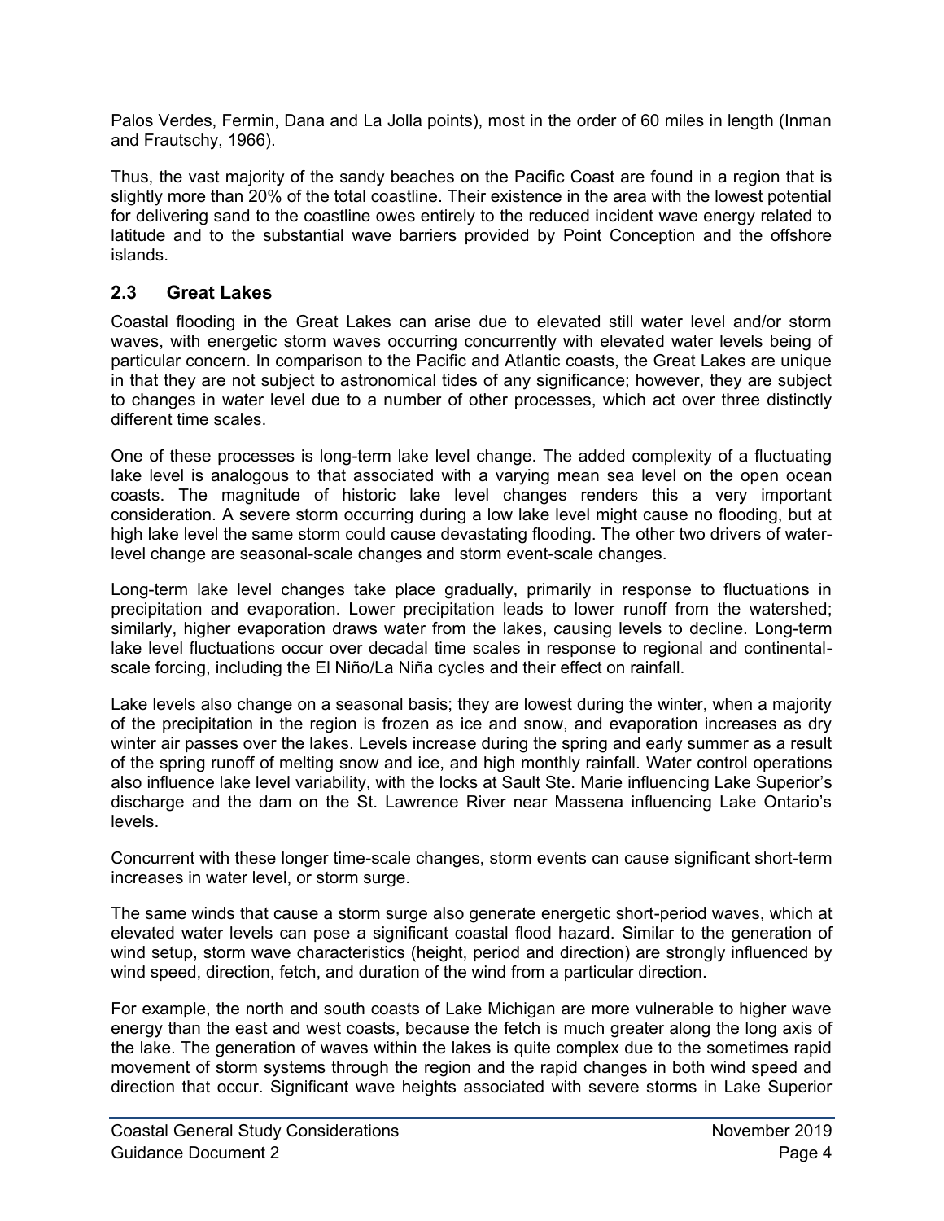Palos Verdes, Fermin, Dana and La Jolla points), most in the order of 60 miles in length (Inman and Frautschy, 1966).

Thus, the vast majority of the sandy beaches on the Pacific Coast are found in a region that is slightly more than 20% of the total coastline. Their existence in the area with the lowest potential for delivering sand to the coastline owes entirely to the reduced incident wave energy related to latitude and to the substantial wave barriers provided by Point Conception and the offshore islands.

## 2.3 Great Lakes

Coastal flooding in the Great Lakes can arise due to elevated still water level and/or storm waves, with energetic storm waves occurring concurrently with elevated water levels being of particular concern. In comparison to the Pacific and Atlantic coasts, the Great Lakes are unique in that they are not subject to astronomical tides of any significance; however, they are subject to changes in water level due to a number of other processes, which act over three distinctly different time scales.

One of these processes is long-term lake level change. The added complexity of a fluctuating lake level is analogous to that associated with a varying mean sea level on the open ocean coasts. The magnitude of historic lake level changes renders this a very important consideration. A severe storm occurring during a low lake level might cause no flooding, but at high lake level the same storm could cause devastating flooding. The other two drivers of water-level change are seasonal-scale changes and storm event-scale changes.

Long-term lake level changes take place gradually, primarily in response to fluctuations in precipitation and evaporation. Lower precipitation leads to lower runoff from the watershed; similarly, higher evaporation draws water from the lakes, causing levels to decline. Long-term lake level fluctuations occur over decadal time scales in response to regional and continental-scale forcing, including the El Niño/La Niña cycles and their effect on rainfall.

Lake levels also change on a seasonal basis; they are lowest during the winter, when a majority of the precipitation in the region is frozen as ice and snow, and evaporation increases as dry winter air passes over the lakes. Levels increase during the spring and early summer as a result of the spring runoff of melting snow and ice, and high monthly rainfall. Water control operations also influence lake level variability, with the locks at Sault Ste. Marie influencing Lake Superior's discharge and the dam on the St. Lawrence River near Massena influencing Lake Ontario's levels.

Concurrent with these longer time-scale changes, storm events can cause significant short-term increases in water level, or storm surge.

The same winds that cause a storm surge also generate energetic short-period waves, which at elevated water levels can pose a significant coastal flood hazard. Similar to the generation of wind setup, storm wave characteristics (height, period and direction) are strongly influenced by wind speed, direction, fetch, and duration of the wind from a particular direction.

For example, the north and south coasts of Lake Michigan are more vulnerable to higher wave energy than the east and west coasts, because the fetch is much greater along the long axis of the lake. The generation of waves within the lakes is quite complex due to the sometimes rapid movement of storm systems through the region and the rapid changes in both wind speed and direction that occur. Significant wave heights associated with severe storms in Lake Superior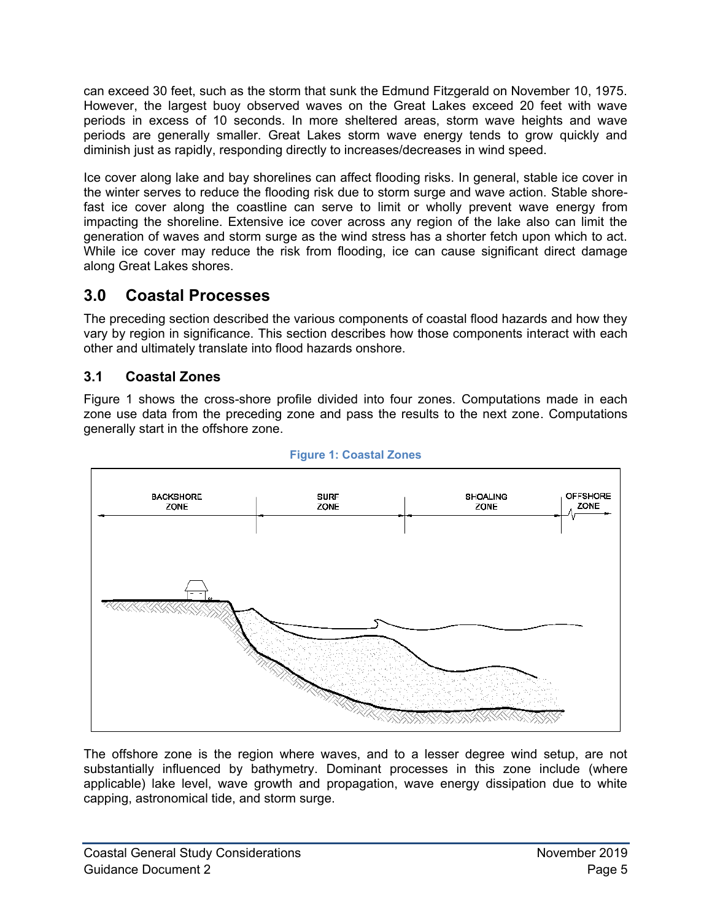can exceed 30 feet, such as the storm that sunk the Edmund Fitzgerald on November 10, 1975. However, the largest buoy observed waves on the Great Lakes exceed 20 feet with wave periods in excess of 10 seconds. In more sheltered areas, storm wave heights and wave periods are generally smaller. Great Lakes storm wave energy tends to grow quickly and diminish just as rapidly, responding directly to increases/decreases in wind speed.

Ice cover along lake and bay shorelines can affect flooding risks. In general, stable ice cover in the winter serves to reduce the flooding risk due to storm surge and wave action. Stable shore-fast ice cover along the coastline can serve to limit or wholly prevent wave energy from impacting the shoreline. Extensive ice cover across any region of the lake also can limit the generation of waves and storm surge as the wind stress has a shorter fetch upon which to act. While ice cover may reduce the risk from flooding, ice can cause significant direct damage along Great Lakes shores.

## 3.0 Coastal Processes

The preceding section described the various components of coastal flood hazards and how they vary by region in significance. This section describes how those components interact with each other and ultimately translate into flood hazards onshore.

### 3.1 Coastal Zones

Figure 1 shows the cross-shore profile divided into four zones. Computations made in each zone use data from the preceding zone and pass the results to the next zone. Computations generally start in the offshore zone.

**Figure 1: Coastal Zones**

BACKSHORE ZONE | SURF ZONE | SHOALING ZONE | OFFSHORE ZONE

The offshore zone is the region where waves, and to a lesser degree wind setup, are not substantially influenced by bathymetry. Dominant processes in this zone include (where applicable) lake level, wave growth and propagation, wave energy dissipation due to white capping, astronomical tide, and storm surge.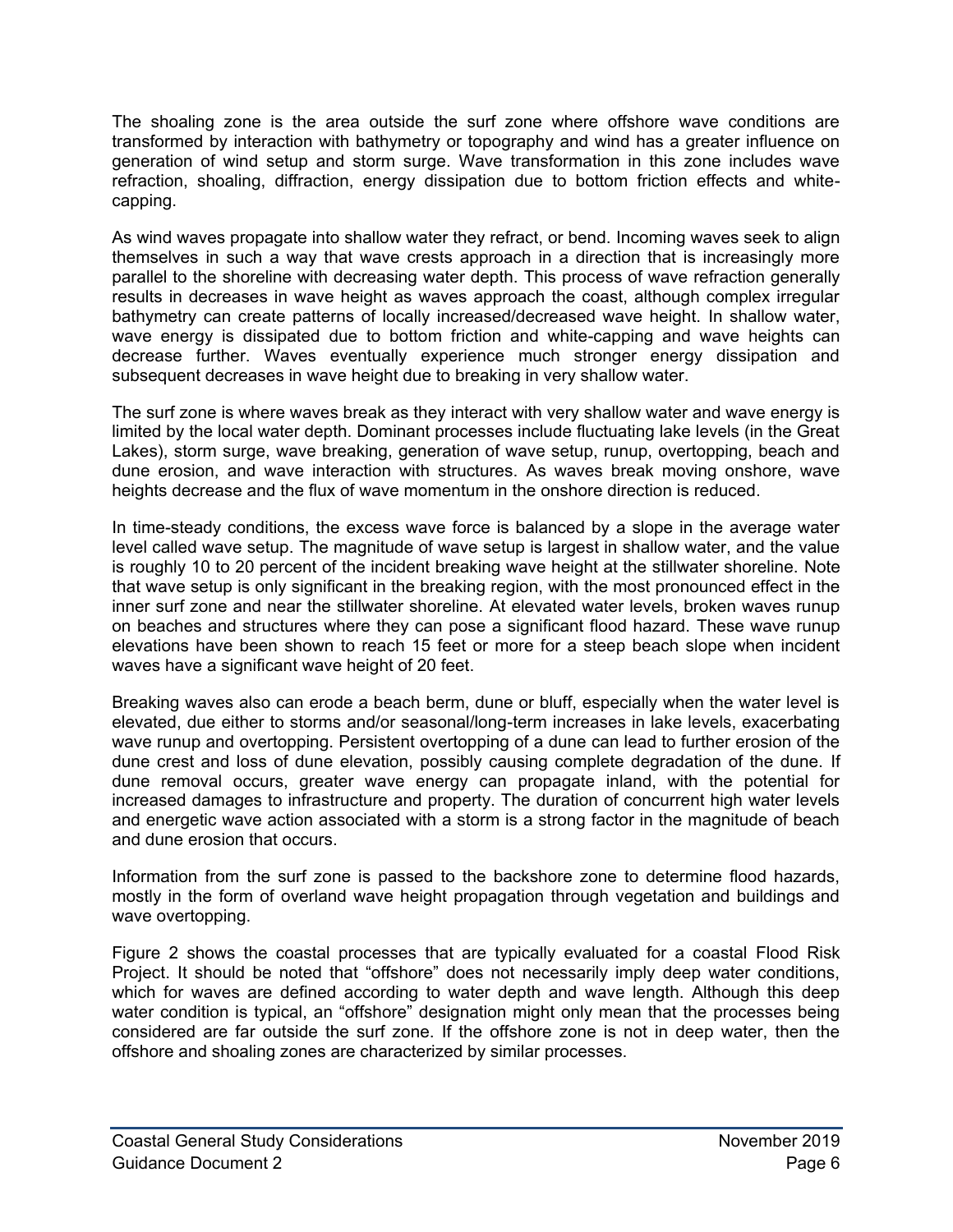The shoaling zone is the area outside the surf zone where offshore wave conditions are transformed by interaction with bathymetry or topography and wind has a greater influence on generation of wind setup and storm surge. Wave transformation in this zone includes wave refraction, shoaling, diffraction, energy dissipation due to bottom friction effects and white-capping.

As wind waves propagate into shallow water they refract, or bend. Incoming waves seek to align themselves in such a way that wave crests approach in a direction that is increasingly more parallel to the shoreline with decreasing water depth. This process of wave refraction generally results in decreases in wave height as waves approach the coast, although complex irregular bathymetry can create patterns of locally increased/decreased wave height. In shallow water, wave energy is dissipated due to bottom friction and white-capping and wave heights can decrease further. Waves eventually experience much stronger energy dissipation and subsequent decreases in wave height due to breaking in very shallow water.

The surf zone is where waves break as they interact with very shallow water and wave energy is limited by the local water depth. Dominant processes include fluctuating lake levels (in the Great Lakes), storm surge, wave breaking, generation of wave setup, runup, overtopping, beach and dune erosion, and wave interaction with structures. As waves break moving onshore, wave heights decrease and the flux of wave momentum in the onshore direction is reduced.

In time-steady conditions, the excess wave force is balanced by a slope in the average water level called wave setup. The magnitude of wave setup is largest in shallow water, and the value is roughly 10 to 20 percent of the incident breaking wave height at the stillwater shoreline. Note that wave setup is only significant in the breaking region, with the most pronounced effect in the inner surf zone and near the stillwater shoreline. At elevated water levels, broken waves runup on beaches and structures where they can pose a significant flood hazard. These wave runup elevations have been shown to reach 15 feet or more for a steep beach slope when incident waves have a significant wave height of 20 feet.

Breaking waves also can erode a beach berm, dune or bluff, especially when the water level is elevated, due either to storms and/or seasonal/long-term increases in lake levels, exacerbating wave runup and overtopping. Persistent overtopping of a dune can lead to further erosion of the dune crest and loss of dune elevation, possibly causing complete degradation of the dune. If dune removal occurs, greater wave energy can propagate inland, with the potential for increased damages to infrastructure and property. The duration of concurrent high water levels and energetic wave action associated with a storm is a strong factor in the magnitude of beach and dune erosion that occurs.

Information from the surf zone is passed to the backshore zone to determine flood hazards, mostly in the form of overland wave height propagation through vegetation and buildings and wave overtopping.

Figure 2 shows the coastal processes that are typically evaluated for a coastal Flood Risk Project. It should be noted that "offshore" does not necessarily imply deep water conditions, which for waves are defined according to water depth and wave length. Although this deep water condition is typical, an "offshore" designation might only mean that the processes being considered are far outside the surf zone. If the offshore zone is not in deep water, then the offshore and shoaling zones are characterized by similar processes.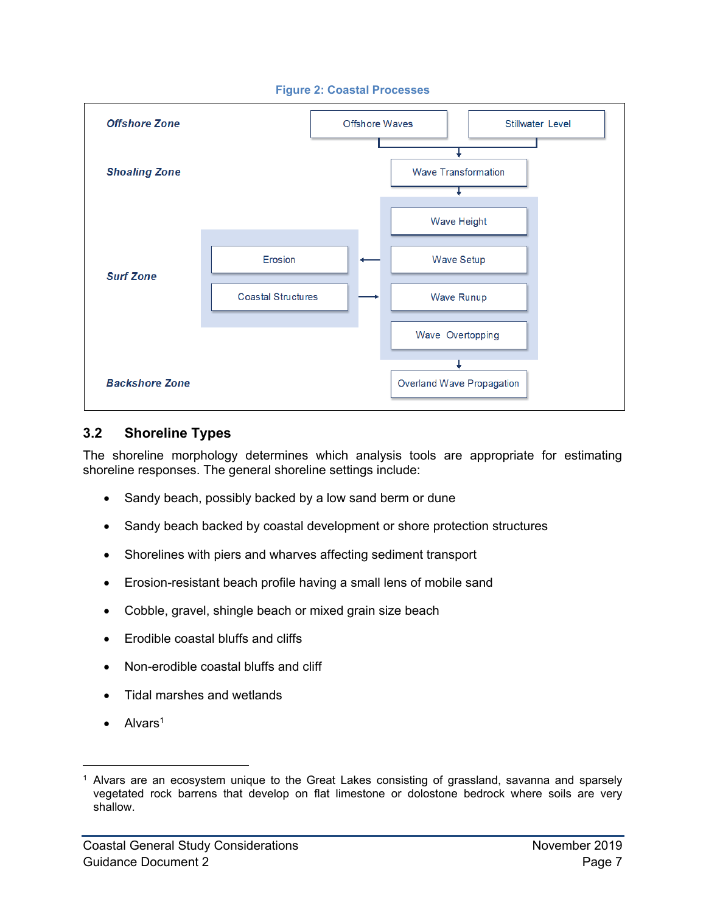**Figure 2: Coastal Processes**

| Zone | Processes |
| --- | --- |
| *Offshore Zone* | Offshore Waves; Stillwater Level |
| *Shoaling Zone* | Wave Transformation |
| *Surf Zone* | Wave Height; Wave Setup; Wave Runup; Wave Overtopping; Erosion; Coastal Structures |
| *Backshore Zone* | Overland Wave Propagation |

## 3.2 Shoreline Types

The shoreline morphology determines which analysis tools are appropriate for estimating shoreline responses. The general shoreline settings include:

- Sandy beach, possibly backed by a low sand berm or dune
- Sandy beach backed by coastal development or shore protection structures
- Shorelines with piers and wharves affecting sediment transport
- Erosion-resistant beach profile having a small lens of mobile sand
- Cobble, gravel, shingle beach or mixed grain size beach
- Erodible coastal bluffs and cliffs
- Non-erodible coastal bluffs and cliff
- Tidal marshes and wetlands
- Alvars[1]

[1] Alvars are an ecosystem unique to the Great Lakes consisting of grassland, savanna and sparsely vegetated rock barrens that develop on flat limestone or dolostone bedrock where soils are very shallow.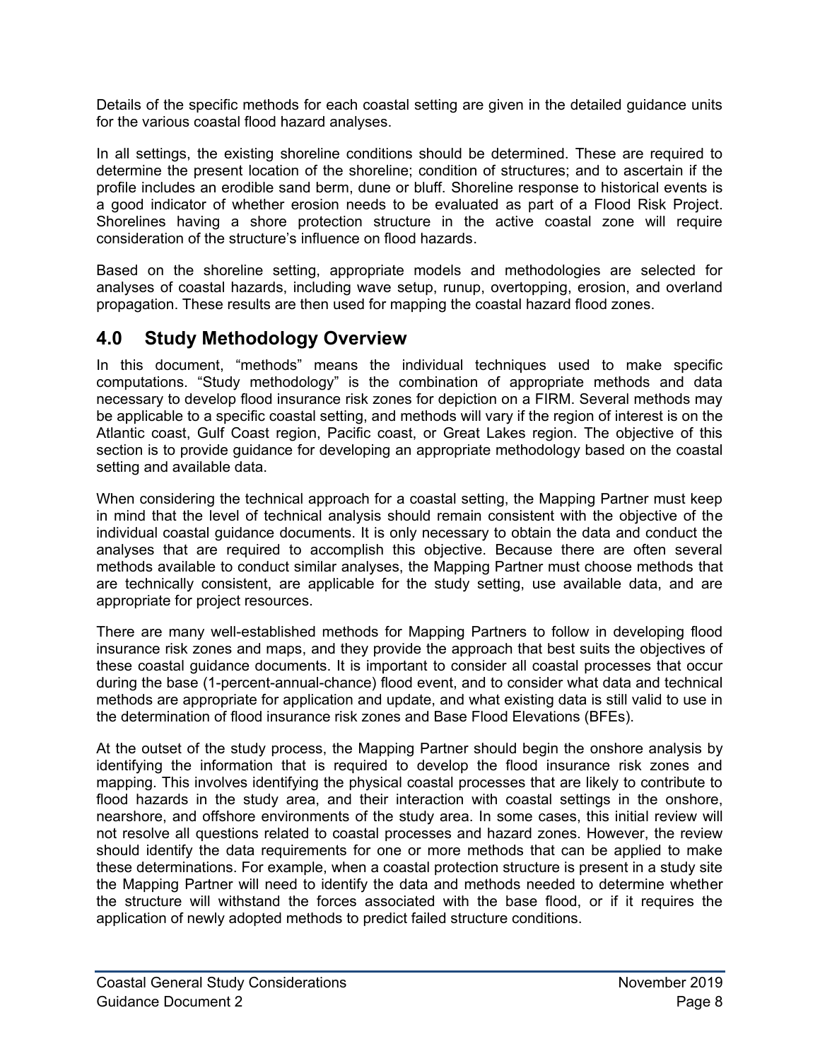Details of the specific methods for each coastal setting are given in the detailed guidance units for the various coastal flood hazard analyses.

In all settings, the existing shoreline conditions should be determined. These are required to determine the present location of the shoreline; condition of structures; and to ascertain if the profile includes an erodible sand berm, dune or bluff. Shoreline response to historical events is a good indicator of whether erosion needs to be evaluated as part of a Flood Risk Project. Shorelines having a shore protection structure in the active coastal zone will require consideration of the structure's influence on flood hazards.

Based on the shoreline setting, appropriate models and methodologies are selected for analyses of coastal hazards, including wave setup, runup, overtopping, erosion, and overland propagation. These results are then used for mapping the coastal hazard flood zones.

## 4.0 Study Methodology Overview

In this document, "methods" means the individual techniques used to make specific computations. "Study methodology" is the combination of appropriate methods and data necessary to develop flood insurance risk zones for depiction on a FIRM. Several methods may be applicable to a specific coastal setting, and methods will vary if the region of interest is on the Atlantic coast, Gulf Coast region, Pacific coast, or Great Lakes region. The objective of this section is to provide guidance for developing an appropriate methodology based on the coastal setting and available data.

When considering the technical approach for a coastal setting, the Mapping Partner must keep in mind that the level of technical analysis should remain consistent with the objective of the individual coastal guidance documents. It is only necessary to obtain the data and conduct the analyses that are required to accomplish this objective. Because there are often several methods available to conduct similar analyses, the Mapping Partner must choose methods that are technically consistent, are applicable for the study setting, use available data, and are appropriate for project resources.

There are many well-established methods for Mapping Partners to follow in developing flood insurance risk zones and maps, and they provide the approach that best suits the objectives of these coastal guidance documents. It is important to consider all coastal processes that occur during the base (1-percent-annual-chance) flood event, and to consider what data and technical methods are appropriate for application and update, and what existing data is still valid to use in the determination of flood insurance risk zones and Base Flood Elevations (BFEs).

At the outset of the study process, the Mapping Partner should begin the onshore analysis by identifying the information that is required to develop the flood insurance risk zones and mapping. This involves identifying the physical coastal processes that are likely to contribute to flood hazards in the study area, and their interaction with coastal settings in the onshore, nearshore, and offshore environments of the study area. In some cases, this initial review will not resolve all questions related to coastal processes and hazard zones. However, the review should identify the data requirements for one or more methods that can be applied to make these determinations. For example, when a coastal protection structure is present in a study site the Mapping Partner will need to identify the data and methods needed to determine whether the structure will withstand the forces associated with the base flood, or if it requires the application of newly adopted methods to predict failed structure conditions.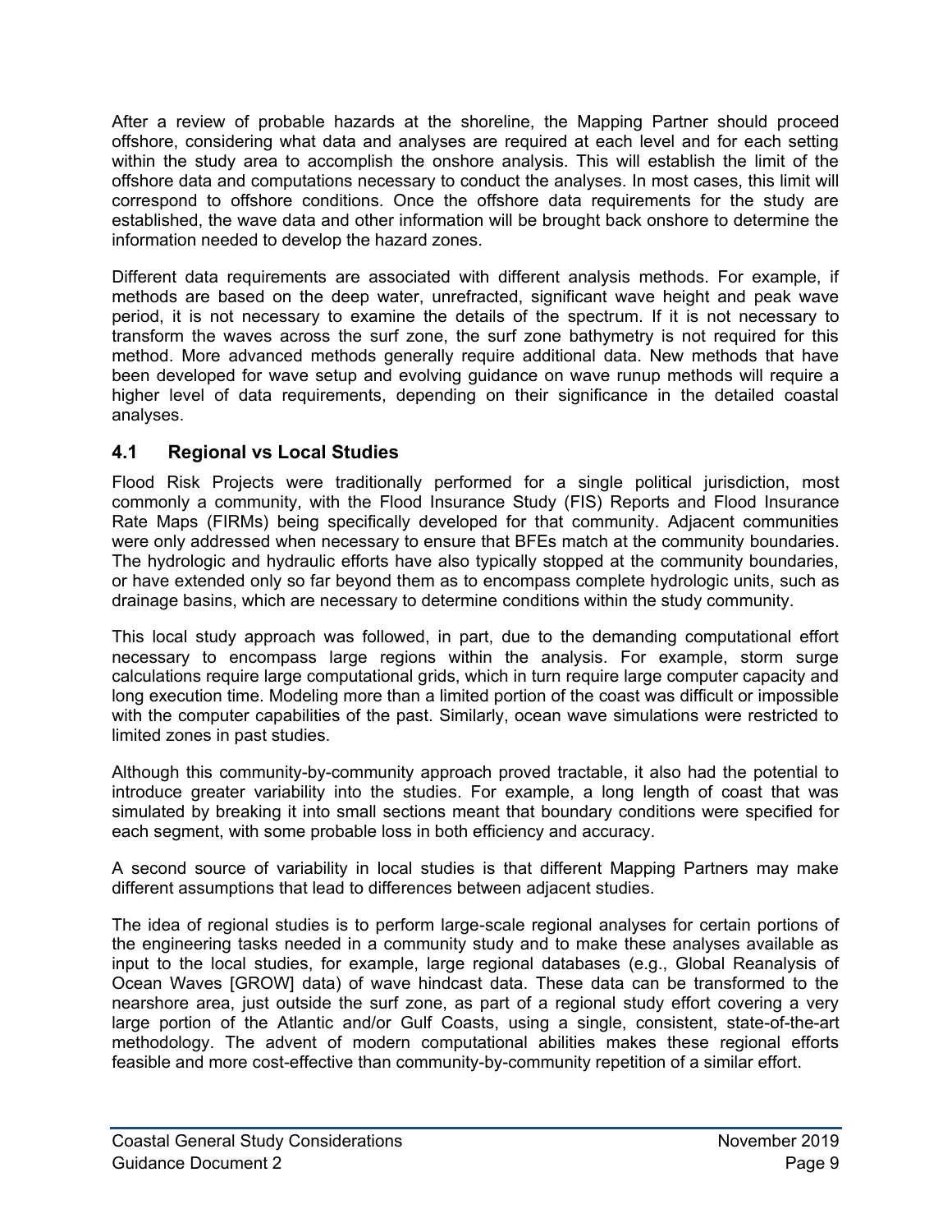After a review of probable hazards at the shoreline, the Mapping Partner should proceed offshore, considering what data and analyses are required at each level and for each setting within the study area to accomplish the onshore analysis. This will establish the limit of the offshore data and computations necessary to conduct the analyses. In most cases, this limit will correspond to offshore conditions. Once the offshore data requirements for the study are established, the wave data and other information will be brought back onshore to determine the information needed to develop the hazard zones.

Different data requirements are associated with different analysis methods. For example, if methods are based on the deep water, unrefracted, significant wave height and peak wave period, it is not necessary to examine the details of the spectrum. If it is not necessary to transform the waves across the surf zone, the surf zone bathymetry is not required for this method. More advanced methods generally require additional data. New methods that have been developed for wave setup and evolving guidance on wave runup methods will require a higher level of data requirements, depending on their significance in the detailed coastal analyses.

## 4.1 Regional vs Local Studies

Flood Risk Projects were traditionally performed for a single political jurisdiction, most commonly a community, with the Flood Insurance Study (FIS) Reports and Flood Insurance Rate Maps (FIRMs) being specifically developed for that community. Adjacent communities were only addressed when necessary to ensure that BFEs match at the community boundaries. The hydrologic and hydraulic efforts have also typically stopped at the community boundaries, or have extended only so far beyond them as to encompass complete hydrologic units, such as drainage basins, which are necessary to determine conditions within the study community.

This local study approach was followed, in part, due to the demanding computational effort necessary to encompass large regions within the analysis. For example, storm surge calculations require large computational grids, which in turn require large computer capacity and long execution time. Modeling more than a limited portion of the coast was difficult or impossible with the computer capabilities of the past. Similarly, ocean wave simulations were restricted to limited zones in past studies.

Although this community-by-community approach proved tractable, it also had the potential to introduce greater variability into the studies. For example, a long length of coast that was simulated by breaking it into small sections meant that boundary conditions were specified for each segment, with some probable loss in both efficiency and accuracy.

A second source of variability in local studies is that different Mapping Partners may make different assumptions that lead to differences between adjacent studies.

The idea of regional studies is to perform large-scale regional analyses for certain portions of the engineering tasks needed in a community study and to make these analyses available as input to the local studies, for example, large regional databases (e.g., Global Reanalysis of Ocean Waves [GROW] data) of wave hindcast data. These data can be transformed to the nearshore area, just outside the surf zone, as part of a regional study effort covering a very large portion of the Atlantic and/or Gulf Coasts, using a single, consistent, state-of-the-art methodology. The advent of modern computational abilities makes these regional efforts feasible and more cost-effective than community-by-community repetition of a similar effort.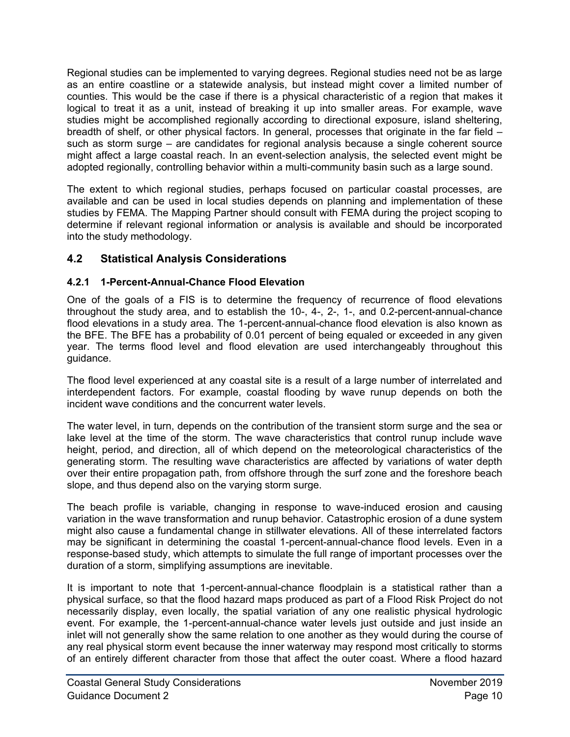Regional studies can be implemented to varying degrees. Regional studies need not be as large as an entire coastline or a statewide analysis, but instead might cover a limited number of counties. This would be the case if there is a physical characteristic of a region that makes it logical to treat it as a unit, instead of breaking it up into smaller areas. For example, wave studies might be accomplished regionally according to directional exposure, island sheltering, breadth of shelf, or other physical factors. In general, processes that originate in the far field – such as storm surge – are candidates for regional analysis because a single coherent source might affect a large coastal reach. In an event-selection analysis, the selected event might be adopted regionally, controlling behavior within a multi-community basin such as a large sound.

The extent to which regional studies, perhaps focused on particular coastal processes, are available and can be used in local studies depends on planning and implementation of these studies by FEMA. The Mapping Partner should consult with FEMA during the project scoping to determine if relevant regional information or analysis is available and should be incorporated into the study methodology.

## 4.2 Statistical Analysis Considerations

### 4.2.1 1-Percent-Annual-Chance Flood Elevation

One of the goals of a FIS is to determine the frequency of recurrence of flood elevations throughout the study area, and to establish the 10-, 4-, 2-, 1-, and 0.2-percent-annual-chance flood elevations in a study area. The 1-percent-annual-chance flood elevation is also known as the BFE. The BFE has a probability of 0.01 percent of being equaled or exceeded in any given year. The terms flood level and flood elevation are used interchangeably throughout this guidance.

The flood level experienced at any coastal site is a result of a large number of interrelated and interdependent factors. For example, coastal flooding by wave runup depends on both the incident wave conditions and the concurrent water levels.

The water level, in turn, depends on the contribution of the transient storm surge and the sea or lake level at the time of the storm. The wave characteristics that control runup include wave height, period, and direction, all of which depend on the meteorological characteristics of the generating storm. The resulting wave characteristics are affected by variations of water depth over their entire propagation path, from offshore through the surf zone and the foreshore beach slope, and thus depend also on the varying storm surge.

The beach profile is variable, changing in response to wave-induced erosion and causing variation in the wave transformation and runup behavior. Catastrophic erosion of a dune system might also cause a fundamental change in stillwater elevations. All of these interrelated factors may be significant in determining the coastal 1-percent-annual-chance flood levels. Even in a response-based study, which attempts to simulate the full range of important processes over the duration of a storm, simplifying assumptions are inevitable.

It is important to note that 1-percent-annual-chance floodplain is a statistical rather than a physical surface, so that the flood hazard maps produced as part of a Flood Risk Project do not necessarily display, even locally, the spatial variation of any one realistic physical hydrologic event. For example, the 1-percent-annual-chance water levels just outside and just inside an inlet will not generally show the same relation to one another as they would during the course of any real physical storm event because the inner waterway may respond most critically to storms of an entirely different character from those that affect the outer coast. Where a flood hazard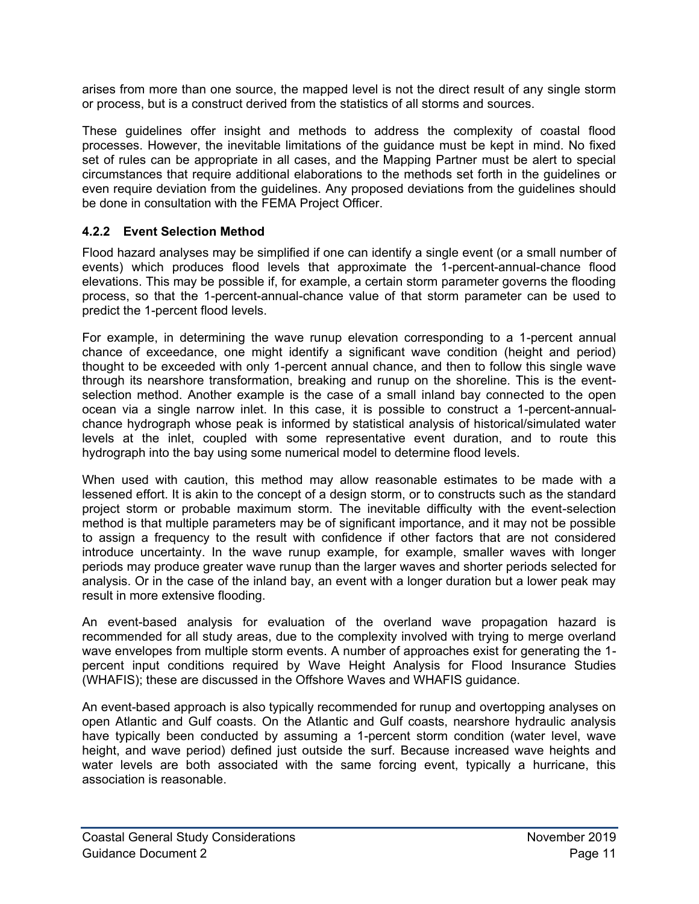arises from more than one source, the mapped level is not the direct result of any single storm or process, but is a construct derived from the statistics of all storms and sources.

These guidelines offer insight and methods to address the complexity of coastal flood processes. However, the inevitable limitations of the guidance must be kept in mind. No fixed set of rules can be appropriate in all cases, and the Mapping Partner must be alert to special circumstances that require additional elaborations to the methods set forth in the guidelines or even require deviation from the guidelines. Any proposed deviations from the guidelines should be done in consultation with the FEMA Project Officer.

### 4.2.2 Event Selection Method

Flood hazard analyses may be simplified if one can identify a single event (or a small number of events) which produces flood levels that approximate the 1-percent-annual-chance flood elevations. This may be possible if, for example, a certain storm parameter governs the flooding process, so that the 1-percent-annual-chance value of that storm parameter can be used to predict the 1-percent flood levels.

For example, in determining the wave runup elevation corresponding to a 1-percent annual chance of exceedance, one might identify a significant wave condition (height and period) thought to be exceeded with only 1-percent annual chance, and then to follow this single wave through its nearshore transformation, breaking and runup on the shoreline. This is the event-selection method. Another example is the case of a small inland bay connected to the open ocean via a single narrow inlet. In this case, it is possible to construct a 1-percent-annual-chance hydrograph whose peak is informed by statistical analysis of historical/simulated water levels at the inlet, coupled with some representative event duration, and to route this hydrograph into the bay using some numerical model to determine flood levels.

When used with caution, this method may allow reasonable estimates to be made with a lessened effort. It is akin to the concept of a design storm, or to constructs such as the standard project storm or probable maximum storm. The inevitable difficulty with the event-selection method is that multiple parameters may be of significant importance, and it may not be possible to assign a frequency to the result with confidence if other factors that are not considered introduce uncertainty. In the wave runup example, for example, smaller waves with longer periods may produce greater wave runup than the larger waves and shorter periods selected for analysis. Or in the case of the inland bay, an event with a longer duration but a lower peak may result in more extensive flooding.

An event-based analysis for evaluation of the overland wave propagation hazard is recommended for all study areas, due to the complexity involved with trying to merge overland wave envelopes from multiple storm events. A number of approaches exist for generating the 1-percent input conditions required by Wave Height Analysis for Flood Insurance Studies (WHAFIS); these are discussed in the Offshore Waves and WHAFIS guidance.

An event-based approach is also typically recommended for runup and overtopping analyses on open Atlantic and Gulf coasts. On the Atlantic and Gulf coasts, nearshore hydraulic analysis have typically been conducted by assuming a 1-percent storm condition (water level, wave height, and wave period) defined just outside the surf. Because increased wave heights and water levels are both associated with the same forcing event, typically a hurricane, this association is reasonable.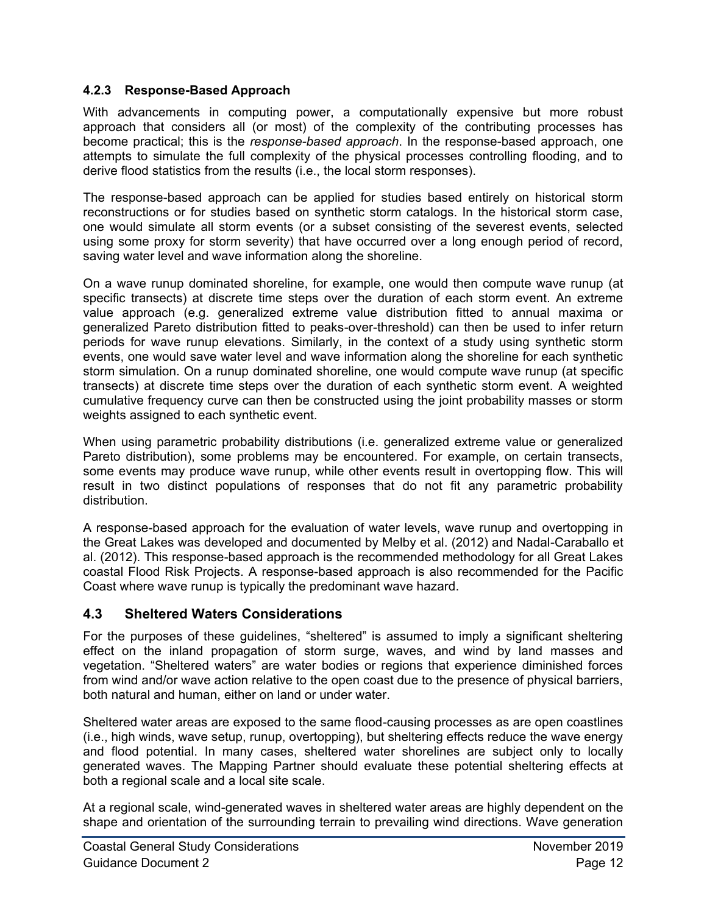### 4.2.3 Response-Based Approach

With advancements in computing power, a computationally expensive but more robust approach that considers all (or most) of the complexity of the contributing processes has become practical; this is the *response-based approach*. In the response-based approach, one attempts to simulate the full complexity of the physical processes controlling flooding, and to derive flood statistics from the results (i.e., the local storm responses).

The response-based approach can be applied for studies based entirely on historical storm reconstructions or for studies based on synthetic storm catalogs. In the historical storm case, one would simulate all storm events (or a subset consisting of the severest events, selected using some proxy for storm severity) that have occurred over a long enough period of record, saving water level and wave information along the shoreline.

On a wave runup dominated shoreline, for example, one would then compute wave runup (at specific transects) at discrete time steps over the duration of each storm event. An extreme value approach (e.g. generalized extreme value distribution fitted to annual maxima or generalized Pareto distribution fitted to peaks-over-threshold) can then be used to infer return periods for wave runup elevations. Similarly, in the context of a study using synthetic storm events, one would save water level and wave information along the shoreline for each synthetic storm simulation. On a runup dominated shoreline, one would compute wave runup (at specific transects) at discrete time steps over the duration of each synthetic storm event. A weighted cumulative frequency curve can then be constructed using the joint probability masses or storm weights assigned to each synthetic event.

When using parametric probability distributions (i.e. generalized extreme value or generalized Pareto distribution), some problems may be encountered. For example, on certain transects, some events may produce wave runup, while other events result in overtopping flow. This will result in two distinct populations of responses that do not fit any parametric probability distribution.

A response-based approach for the evaluation of water levels, wave runup and overtopping in the Great Lakes was developed and documented by Melby et al. (2012) and Nadal-Caraballo et al. (2012). This response-based approach is the recommended methodology for all Great Lakes coastal Flood Risk Projects. A response-based approach is also recommended for the Pacific Coast where wave runup is typically the predominant wave hazard.

## 4.3 Sheltered Waters Considerations

For the purposes of these guidelines, "sheltered" is assumed to imply a significant sheltering effect on the inland propagation of storm surge, waves, and wind by land masses and vegetation. "Sheltered waters" are water bodies or regions that experience diminished forces from wind and/or wave action relative to the open coast due to the presence of physical barriers, both natural and human, either on land or under water.

Sheltered water areas are exposed to the same flood-causing processes as are open coastlines (i.e., high winds, wave setup, runup, overtopping), but sheltering effects reduce the wave energy and flood potential. In many cases, sheltered water shorelines are subject only to locally generated waves. The Mapping Partner should evaluate these potential sheltering effects at both a regional scale and a local site scale.

At a regional scale, wind-generated waves in sheltered water areas are highly dependent on the shape and orientation of the surrounding terrain to prevailing wind directions. Wave generation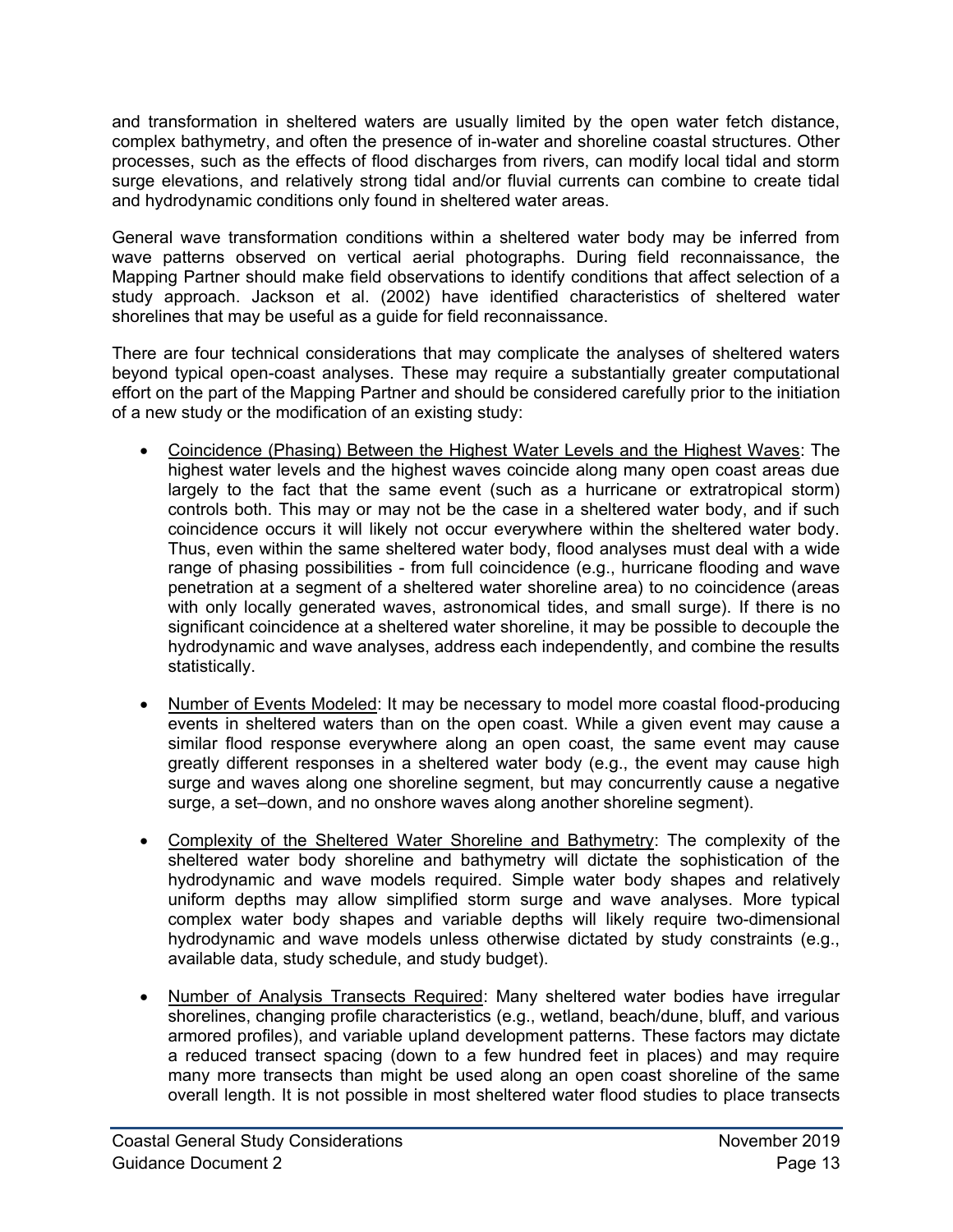and transformation in sheltered waters are usually limited by the open water fetch distance, complex bathymetry, and often the presence of in-water and shoreline coastal structures. Other processes, such as the effects of flood discharges from rivers, can modify local tidal and storm surge elevations, and relatively strong tidal and/or fluvial currents can combine to create tidal and hydrodynamic conditions only found in sheltered water areas.

General wave transformation conditions within a sheltered water body may be inferred from wave patterns observed on vertical aerial photographs. During field reconnaissance, the Mapping Partner should make field observations to identify conditions that affect selection of a study approach. Jackson et al. (2002) have identified characteristics of sheltered water shorelines that may be useful as a guide for field reconnaissance.

There are four technical considerations that may complicate the analyses of sheltered waters beyond typical open-coast analyses. These may require a substantially greater computational effort on the part of the Mapping Partner and should be considered carefully prior to the initiation of a new study or the modification of an existing study:

- <u>Coincidence (Phasing) Between the Highest Water Levels and the Highest Waves</u>: The highest water levels and the highest waves coincide along many open coast areas due largely to the fact that the same event (such as a hurricane or extratropical storm) controls both. This may or may not be the case in a sheltered water body, and if such coincidence occurs it will likely not occur everywhere within the sheltered water body. Thus, even within the same sheltered water body, flood analyses must deal with a wide range of phasing possibilities - from full coincidence (e.g., hurricane flooding and wave penetration at a segment of a sheltered water shoreline area) to no coincidence (areas with only locally generated waves, astronomical tides, and small surge). If there is no significant coincidence at a sheltered water shoreline, it may be possible to decouple the hydrodynamic and wave analyses, address each independently, and combine the results statistically.

- <u>Number of Events Modeled</u>: It may be necessary to model more coastal flood-producing events in sheltered waters than on the open coast. While a given event may cause a similar flood response everywhere along an open coast, the same event may cause greatly different responses in a sheltered water body (e.g., the event may cause high surge and waves along one shoreline segment, but may concurrently cause a negative surge, a set–down, and no onshore waves along another shoreline segment).

- <u>Complexity of the Sheltered Water Shoreline and Bathymetry</u>: The complexity of the sheltered water body shoreline and bathymetry will dictate the sophistication of the hydrodynamic and wave models required. Simple water body shapes and relatively uniform depths may allow simplified storm surge and wave analyses. More typical complex water body shapes and variable depths will likely require two-dimensional hydrodynamic and wave models unless otherwise dictated by study constraints (e.g., available data, study schedule, and study budget).

- <u>Number of Analysis Transects Required</u>: Many sheltered water bodies have irregular shorelines, changing profile characteristics (e.g., wetland, beach/dune, bluff, and various armored profiles), and variable upland development patterns. These factors may dictate a reduced transect spacing (down to a few hundred feet in places) and may require many more transects than might be used along an open coast shoreline of the same overall length. It is not possible in most sheltered water flood studies to place transects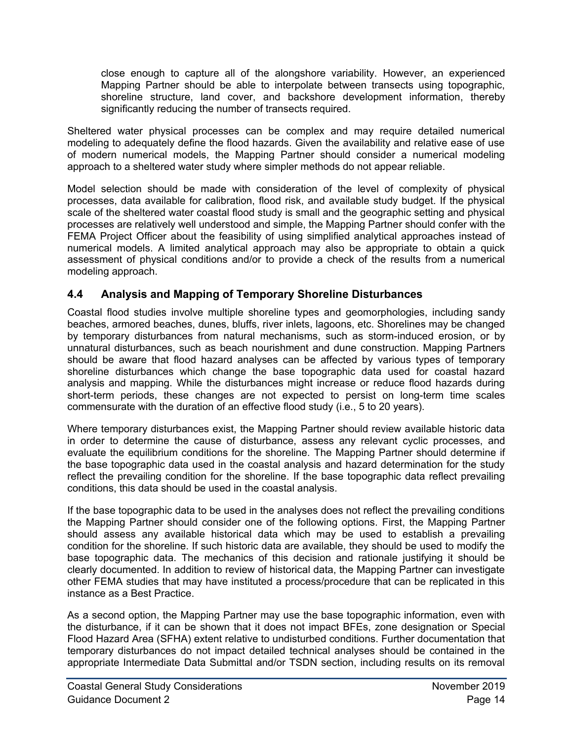close enough to capture all of the alongshore variability. However, an experienced Mapping Partner should be able to interpolate between transects using topographic, shoreline structure, land cover, and backshore development information, thereby significantly reducing the number of transects required.

Sheltered water physical processes can be complex and may require detailed numerical modeling to adequately define the flood hazards. Given the availability and relative ease of use of modern numerical models, the Mapping Partner should consider a numerical modeling approach to a sheltered water study where simpler methods do not appear reliable.

Model selection should be made with consideration of the level of complexity of physical processes, data available for calibration, flood risk, and available study budget. If the physical scale of the sheltered water coastal flood study is small and the geographic setting and physical processes are relatively well understood and simple, the Mapping Partner should confer with the FEMA Project Officer about the feasibility of using simplified analytical approaches instead of numerical models. A limited analytical approach may also be appropriate to obtain a quick assessment of physical conditions and/or to provide a check of the results from a numerical modeling approach.

## 4.4 Analysis and Mapping of Temporary Shoreline Disturbances

Coastal flood studies involve multiple shoreline types and geomorphologies, including sandy beaches, armored beaches, dunes, bluffs, river inlets, lagoons, etc. Shorelines may be changed by temporary disturbances from natural mechanisms, such as storm-induced erosion, or by unnatural disturbances, such as beach nourishment and dune construction. Mapping Partners should be aware that flood hazard analyses can be affected by various types of temporary shoreline disturbances which change the base topographic data used for coastal hazard analysis and mapping. While the disturbances might increase or reduce flood hazards during short-term periods, these changes are not expected to persist on long-term time scales commensurate with the duration of an effective flood study (i.e., 5 to 20 years).

Where temporary disturbances exist, the Mapping Partner should review available historic data in order to determine the cause of disturbance, assess any relevant cyclic processes, and evaluate the equilibrium conditions for the shoreline. The Mapping Partner should determine if the base topographic data used in the coastal analysis and hazard determination for the study reflect the prevailing condition for the shoreline. If the base topographic data reflect prevailing conditions, this data should be used in the coastal analysis.

If the base topographic data to be used in the analyses does not reflect the prevailing conditions the Mapping Partner should consider one of the following options. First, the Mapping Partner should assess any available historical data which may be used to establish a prevailing condition for the shoreline. If such historic data are available, they should be used to modify the base topographic data. The mechanics of this decision and rationale justifying it should be clearly documented. In addition to review of historical data, the Mapping Partner can investigate other FEMA studies that may have instituted a process/procedure that can be replicated in this instance as a Best Practice.

As a second option, the Mapping Partner may use the base topographic information, even with the disturbance, if it can be shown that it does not impact BFEs, zone designation or Special Flood Hazard Area (SFHA) extent relative to undisturbed conditions. Further documentation that temporary disturbances do not impact detailed technical analyses should be contained in the appropriate Intermediate Data Submittal and/or TSDN section, including results on its removal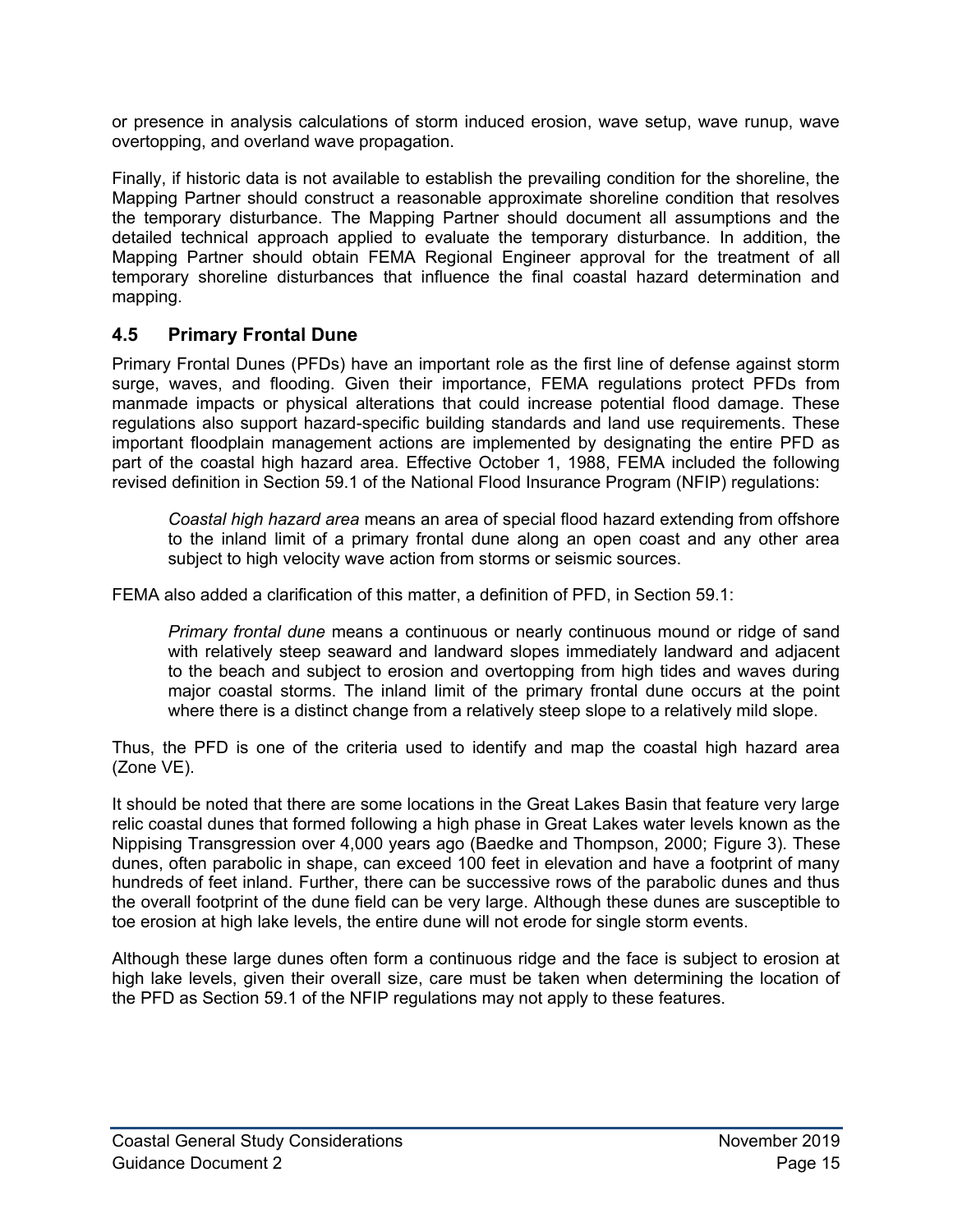or presence in analysis calculations of storm induced erosion, wave setup, wave runup, wave overtopping, and overland wave propagation.

Finally, if historic data is not available to establish the prevailing condition for the shoreline, the Mapping Partner should construct a reasonable approximate shoreline condition that resolves the temporary disturbance. The Mapping Partner should document all assumptions and the detailed technical approach applied to evaluate the temporary disturbance. In addition, the Mapping Partner should obtain FEMA Regional Engineer approval for the treatment of all temporary shoreline disturbances that influence the final coastal hazard determination and mapping.

## 4.5 Primary Frontal Dune

Primary Frontal Dunes (PFDs) have an important role as the first line of defense against storm surge, waves, and flooding. Given their importance, FEMA regulations protect PFDs from manmade impacts or physical alterations that could increase potential flood damage. These regulations also support hazard-specific building standards and land use requirements. These important floodplain management actions are implemented by designating the entire PFD as part of the coastal high hazard area. Effective October 1, 1988, FEMA included the following revised definition in Section 59.1 of the National Flood Insurance Program (NFIP) regulations:

> *Coastal high hazard area* means an area of special flood hazard extending from offshore to the inland limit of a primary frontal dune along an open coast and any other area subject to high velocity wave action from storms or seismic sources.

FEMA also added a clarification of this matter, a definition of PFD, in Section 59.1:

> *Primary frontal dune* means a continuous or nearly continuous mound or ridge of sand with relatively steep seaward and landward slopes immediately landward and adjacent to the beach and subject to erosion and overtopping from high tides and waves during major coastal storms. The inland limit of the primary frontal dune occurs at the point where there is a distinct change from a relatively steep slope to a relatively mild slope.

Thus, the PFD is one of the criteria used to identify and map the coastal high hazard area (Zone VE).

It should be noted that there are some locations in the Great Lakes Basin that feature very large relic coastal dunes that formed following a high phase in Great Lakes water levels known as the Nippising Transgression over 4,000 years ago (Baedke and Thompson, 2000; Figure 3). These dunes, often parabolic in shape, can exceed 100 feet in elevation and have a footprint of many hundreds of feet inland. Further, there can be successive rows of the parabolic dunes and thus the overall footprint of the dune field can be very large. Although these dunes are susceptible to toe erosion at high lake levels, the entire dune will not erode for single storm events.

Although these large dunes often form a continuous ridge and the face is subject to erosion at high lake levels, given their overall size, care must be taken when determining the location of the PFD as Section 59.1 of the NFIP regulations may not apply to these features.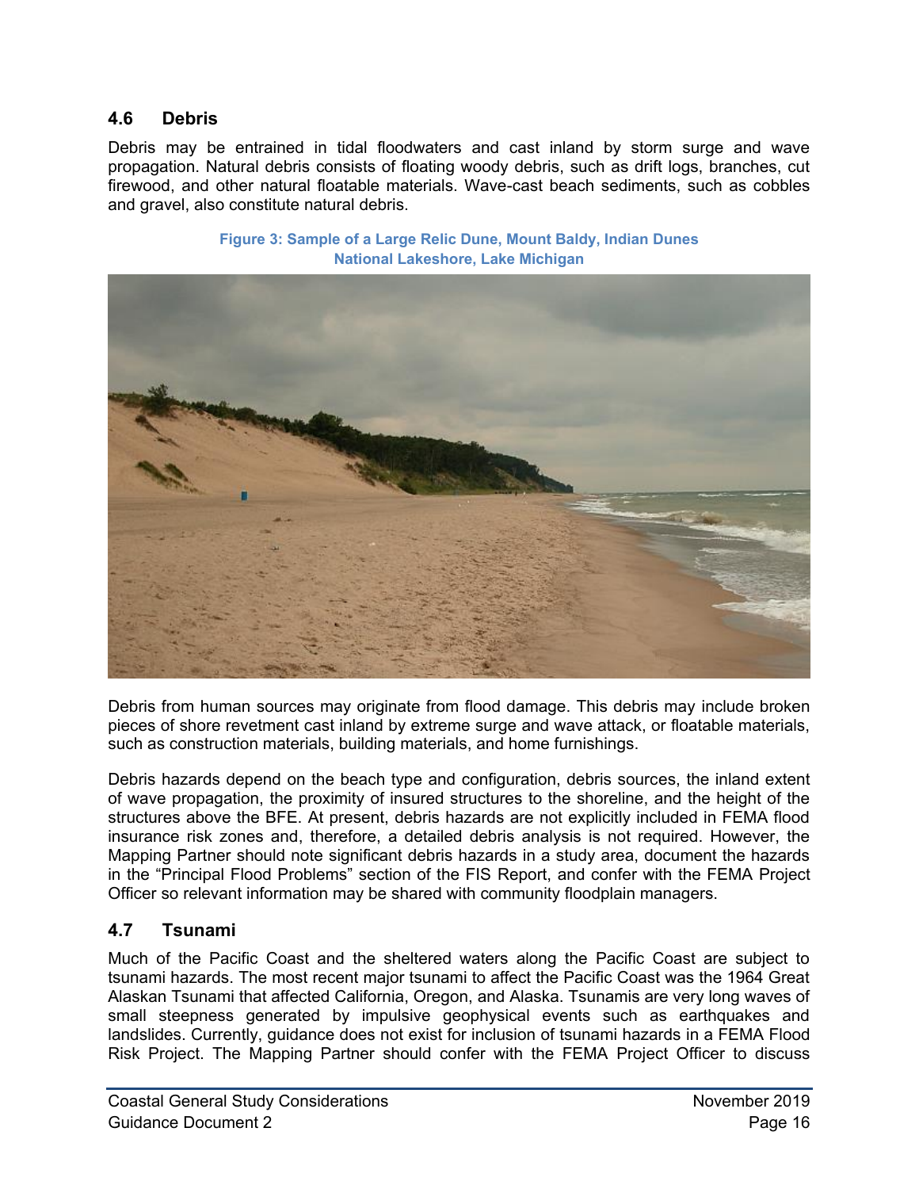### 4.6 Debris

Debris may be entrained in tidal floodwaters and cast inland by storm surge and wave propagation. Natural debris consists of floating woody debris, such as drift logs, branches, cut firewood, and other natural floatable materials. Wave-cast beach sediments, such as cobbles and gravel, also constitute natural debris.

**Figure 3: Sample of a Large Relic Dune, Mount Baldy, Indian Dunes National Lakeshore, Lake Michigan**

Debris from human sources may originate from flood damage. This debris may include broken pieces of shore revetment cast inland by extreme surge and wave attack, or floatable materials, such as construction materials, building materials, and home furnishings.

Debris hazards depend on the beach type and configuration, debris sources, the inland extent of wave propagation, the proximity of insured structures to the shoreline, and the height of the structures above the BFE. At present, debris hazards are not explicitly included in FEMA flood insurance risk zones and, therefore, a detailed debris analysis is not required. However, the Mapping Partner should note significant debris hazards in a study area, document the hazards in the "Principal Flood Problems" section of the FIS Report, and confer with the FEMA Project Officer so relevant information may be shared with community floodplain managers.

### 4.7 Tsunami

Much of the Pacific Coast and the sheltered waters along the Pacific Coast are subject to tsunami hazards. The most recent major tsunami to affect the Pacific Coast was the 1964 Great Alaskan Tsunami that affected California, Oregon, and Alaska. Tsunamis are very long waves of small steepness generated by impulsive geophysical events such as earthquakes and landslides. Currently, guidance does not exist for inclusion of tsunami hazards in a FEMA Flood Risk Project. The Mapping Partner should confer with the FEMA Project Officer to discuss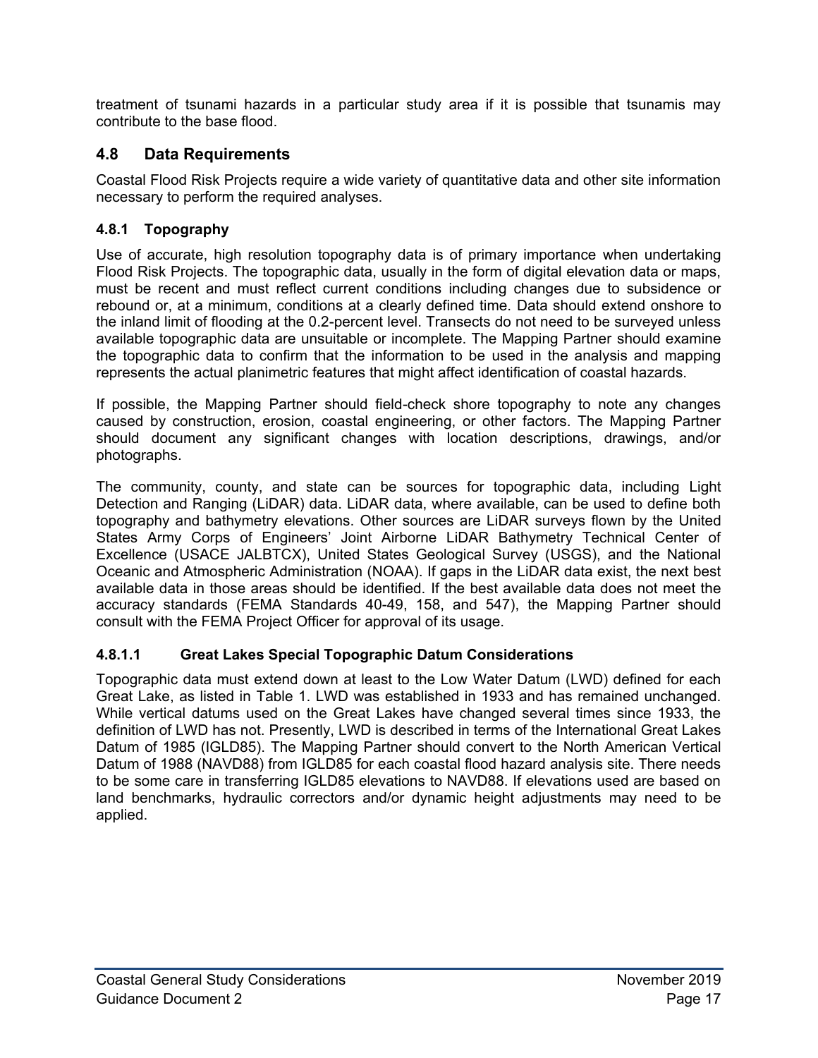treatment of tsunami hazards in a particular study area if it is possible that tsunamis may contribute to the base flood.

## 4.8 Data Requirements

Coastal Flood Risk Projects require a wide variety of quantitative data and other site information necessary to perform the required analyses.

### 4.8.1 Topography

Use of accurate, high resolution topography data is of primary importance when undertaking Flood Risk Projects. The topographic data, usually in the form of digital elevation data or maps, must be recent and must reflect current conditions including changes due to subsidence or rebound or, at a minimum, conditions at a clearly defined time. Data should extend onshore to the inland limit of flooding at the 0.2-percent level. Transects do not need to be surveyed unless available topographic data are unsuitable or incomplete. The Mapping Partner should examine the topographic data to confirm that the information to be used in the analysis and mapping represents the actual planimetric features that might affect identification of coastal hazards.

If possible, the Mapping Partner should field-check shore topography to note any changes caused by construction, erosion, coastal engineering, or other factors. The Mapping Partner should document any significant changes with location descriptions, drawings, and/or photographs.

The community, county, and state can be sources for topographic data, including Light Detection and Ranging (LiDAR) data. LiDAR data, where available, can be used to define both topography and bathymetry elevations. Other sources are LiDAR surveys flown by the United States Army Corps of Engineers' Joint Airborne LiDAR Bathymetry Technical Center of Excellence (USACE JALBTCX), United States Geological Survey (USGS), and the National Oceanic and Atmospheric Administration (NOAA). If gaps in the LiDAR data exist, the next best available data in those areas should be identified. If the best available data does not meet the accuracy standards (FEMA Standards 40-49, 158, and 547), the Mapping Partner should consult with the FEMA Project Officer for approval of its usage.

#### 4.8.1.1 Great Lakes Special Topographic Datum Considerations

Topographic data must extend down at least to the Low Water Datum (LWD) defined for each Great Lake, as listed in Table 1. LWD was established in 1933 and has remained unchanged. While vertical datums used on the Great Lakes have changed several times since 1933, the definition of LWD has not. Presently, LWD is described in terms of the International Great Lakes Datum of 1985 (IGLD85). The Mapping Partner should convert to the North American Vertical Datum of 1988 (NAVD88) from IGLD85 for each coastal flood hazard analysis site. There needs to be some care in transferring IGLD85 elevations to NAVD88. If elevations used are based on land benchmarks, hydraulic correctors and/or dynamic height adjustments may need to be applied.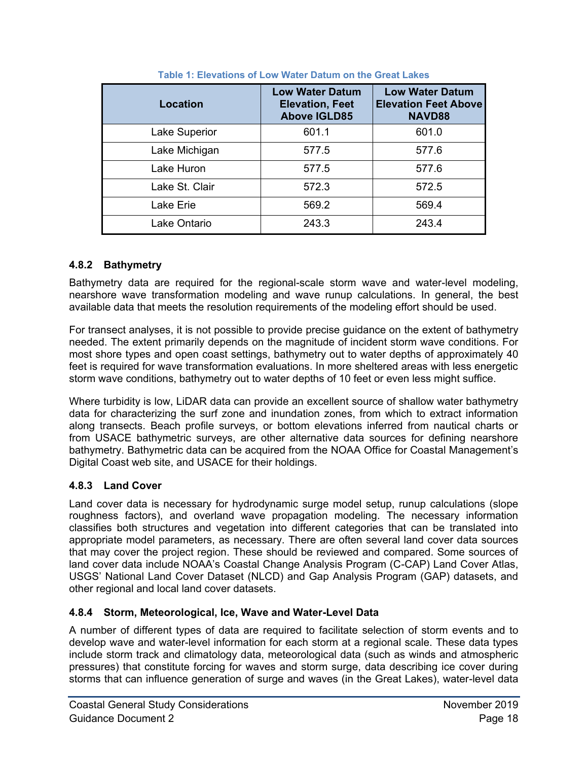**Table 1: Elevations of Low Water Datum on the Great Lakes**

| Location | Low Water Datum Elevation, Feet Above IGLD85 | Low Water Datum Elevation Feet Above NAVD88 |
|---|---|---|
| Lake Superior | 601.1 | 601.0 |
| Lake Michigan | 577.5 | 577.6 |
| Lake Huron | 577.5 | 577.6 |
| Lake St. Clair | 572.3 | 572.5 |
| Lake Erie | 569.2 | 569.4 |
| Lake Ontario | 243.3 | 243.4 |

### 4.8.2 Bathymetry

Bathymetry data are required for the regional-scale storm wave and water-level modeling, nearshore wave transformation modeling and wave runup calculations. In general, the best available data that meets the resolution requirements of the modeling effort should be used.

For transect analyses, it is not possible to provide precise guidance on the extent of bathymetry needed. The extent primarily depends on the magnitude of incident storm wave conditions. For most shore types and open coast settings, bathymetry out to water depths of approximately 40 feet is required for wave transformation evaluations. In more sheltered areas with less energetic storm wave conditions, bathymetry out to water depths of 10 feet or even less might suffice.

Where turbidity is low, LiDAR data can provide an excellent source of shallow water bathymetry data for characterizing the surf zone and inundation zones, from which to extract information along transects. Beach profile surveys, or bottom elevations inferred from nautical charts or from USACE bathymetric surveys, are other alternative data sources for defining nearshore bathymetry. Bathymetric data can be acquired from the NOAA Office for Coastal Management's Digital Coast web site, and USACE for their holdings.

### 4.8.3 Land Cover

Land cover data is necessary for hydrodynamic surge model setup, runup calculations (slope roughness factors), and overland wave propagation modeling. The necessary information classifies both structures and vegetation into different categories that can be translated into appropriate model parameters, as necessary. There are often several land cover data sources that may cover the project region. These should be reviewed and compared. Some sources of land cover data include NOAA's Coastal Change Analysis Program (C-CAP) Land Cover Atlas, USGS' National Land Cover Dataset (NLCD) and Gap Analysis Program (GAP) datasets, and other regional and local land cover datasets.

### 4.8.4 Storm, Meteorological, Ice, Wave and Water-Level Data

A number of different types of data are required to facilitate selection of storm events and to develop wave and water-level information for each storm at a regional scale. These data types include storm track and climatology data, meteorological data (such as winds and atmospheric pressures) that constitute forcing for waves and storm surge, data describing ice cover during storms that can influence generation of surge and waves (in the Great Lakes), water-level data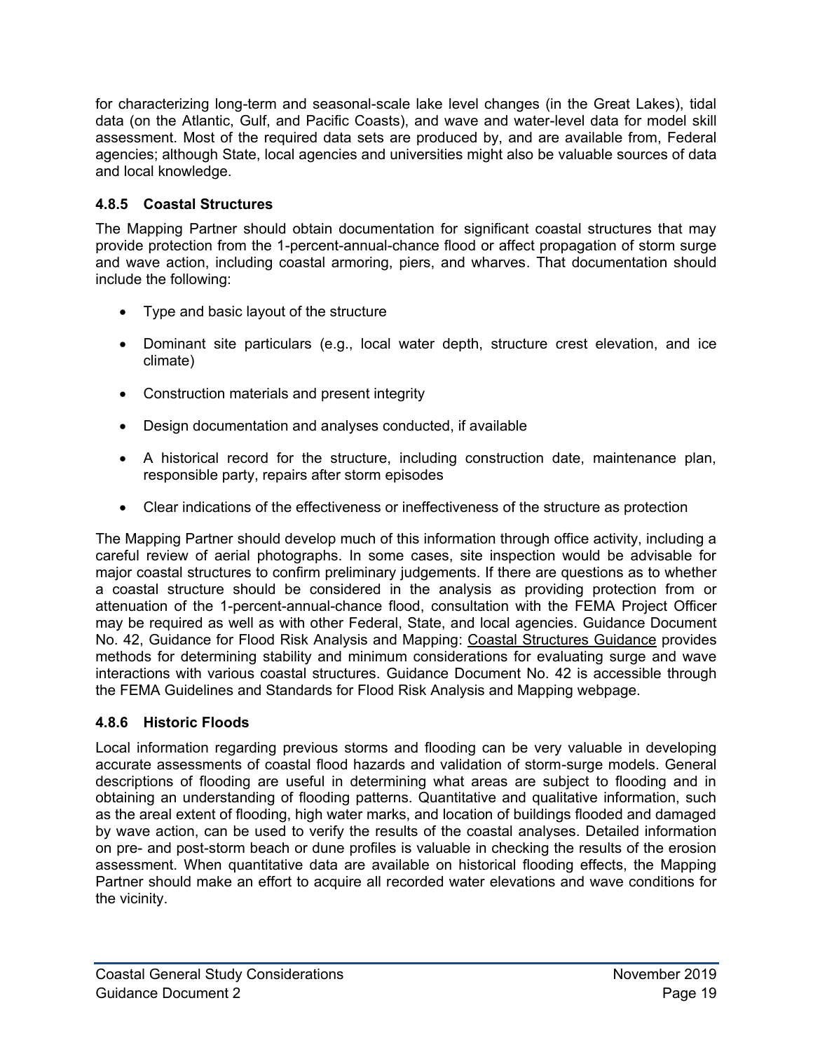for characterizing long-term and seasonal-scale lake level changes (in the Great Lakes), tidal data (on the Atlantic, Gulf, and Pacific Coasts), and wave and water-level data for model skill assessment. Most of the required data sets are produced by, and are available from, Federal agencies; although State, local agencies and universities might also be valuable sources of data and local knowledge.

### 4.8.5 Coastal Structures

The Mapping Partner should obtain documentation for significant coastal structures that may provide protection from the 1-percent-annual-chance flood or affect propagation of storm surge and wave action, including coastal armoring, piers, and wharves. That documentation should include the following:

- Type and basic layout of the structure
- Dominant site particulars (e.g., local water depth, structure crest elevation, and ice climate)
- Construction materials and present integrity
- Design documentation and analyses conducted, if available
- A historical record for the structure, including construction date, maintenance plan, responsible party, repairs after storm episodes
- Clear indications of the effectiveness or ineffectiveness of the structure as protection

The Mapping Partner should develop much of this information through office activity, including a careful review of aerial photographs. In some cases, site inspection would be advisable for major coastal structures to confirm preliminary judgements. If there are questions as to whether a coastal structure should be considered in the analysis as providing protection from or attenuation of the 1-percent-annual-chance flood, consultation with the FEMA Project Officer may be required as well as with other Federal, State, and local agencies. Guidance Document No. 42, Guidance for Flood Risk Analysis and Mapping: Coastal Structures Guidance provides methods for determining stability and minimum considerations for evaluating surge and wave interactions with various coastal structures. Guidance Document No. 42 is accessible through the FEMA Guidelines and Standards for Flood Risk Analysis and Mapping webpage.

### 4.8.6 Historic Floods

Local information regarding previous storms and flooding can be very valuable in developing accurate assessments of coastal flood hazards and validation of storm-surge models. General descriptions of flooding are useful in determining what areas are subject to flooding and in obtaining an understanding of flooding patterns. Quantitative and qualitative information, such as the areal extent of flooding, high water marks, and location of buildings flooded and damaged by wave action, can be used to verify the results of the coastal analyses. Detailed information on pre- and post-storm beach or dune profiles is valuable in checking the results of the erosion assessment. When quantitative data are available on historical flooding effects, the Mapping Partner should make an effort to acquire all recorded water elevations and wave conditions for the vicinity.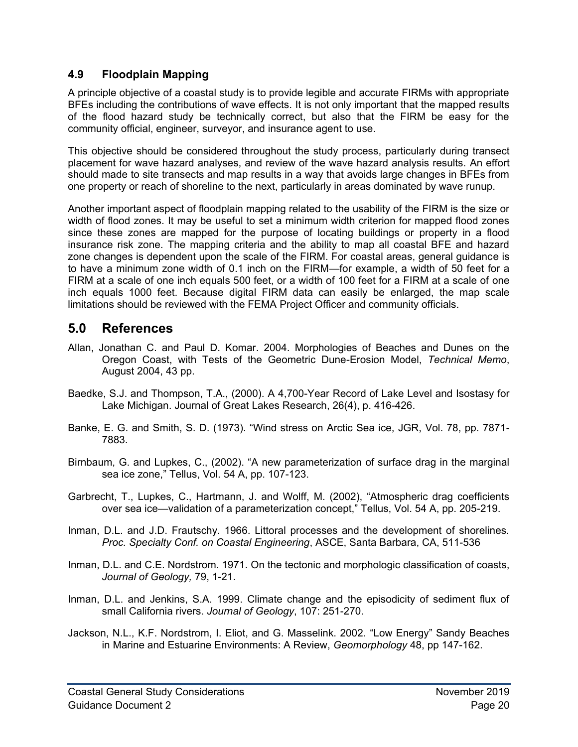### 4.9 Floodplain Mapping

A principle objective of a coastal study is to provide legible and accurate FIRMs with appropriate BFEs including the contributions of wave effects. It is not only important that the mapped results of the flood hazard study be technically correct, but also that the FIRM be easy for the community official, engineer, surveyor, and insurance agent to use.

This objective should be considered throughout the study process, particularly during transect placement for wave hazard analyses, and review of the wave hazard analysis results. An effort should made to site transects and map results in a way that avoids large changes in BFEs from one property or reach of shoreline to the next, particularly in areas dominated by wave runup.

Another important aspect of floodplain mapping related to the usability of the FIRM is the size or width of flood zones. It may be useful to set a minimum width criterion for mapped flood zones since these zones are mapped for the purpose of locating buildings or property in a flood insurance risk zone. The mapping criteria and the ability to map all coastal BFE and hazard zone changes is dependent upon the scale of the FIRM. For coastal areas, general guidance is to have a minimum zone width of 0.1 inch on the FIRM—for example, a width of 50 feet for a FIRM at a scale of one inch equals 500 feet, or a width of 100 feet for a FIRM at a scale of one inch equals 1000 feet. Because digital FIRM data can easily be enlarged, the map scale limitations should be reviewed with the FEMA Project Officer and community officials.

## 5.0 References

Allan, Jonathan C. and Paul D. Komar. 2004. Morphologies of Beaches and Dunes on the Oregon Coast, with Tests of the Geometric Dune-Erosion Model, *Technical Memo*, August 2004, 43 pp.

Baedke, S.J. and Thompson, T.A., (2000). A 4,700-Year Record of Lake Level and Isostasy for Lake Michigan. Journal of Great Lakes Research, 26(4), p. 416-426.

Banke, E. G. and Smith, S. D. (1973). "Wind stress on Arctic Sea ice, JGR, Vol. 78, pp. 7871-7883.

Birnbaum, G. and Lupkes, C., (2002). "A new parameterization of surface drag in the marginal sea ice zone," Tellus, Vol. 54 A, pp. 107-123.

Garbrecht, T., Lupkes, C., Hartmann, J. and Wolff, M. (2002), "Atmospheric drag coefficients over sea ice—validation of a parameterization concept," Tellus, Vol. 54 A, pp. 205-219.

Inman, D.L. and J.D. Frautschy. 1966. Littoral processes and the development of shorelines. *Proc. Specialty Conf. on Coastal Engineering*, ASCE, Santa Barbara, CA, 511-536

Inman, D.L. and C.E. Nordstrom. 1971. On the tectonic and morphologic classification of coasts, *Journal of Geology,* 79, 1-21.

Inman, D.L. and Jenkins, S.A. 1999. Climate change and the episodicity of sediment flux of small California rivers. *Journal of Geology*, 107: 251-270.

Jackson, N.L., K.F. Nordstrom, I. Eliot, and G. Masselink. 2002. "Low Energy" Sandy Beaches in Marine and Estuarine Environments: A Review, *Geomorphology* 48, pp 147-162.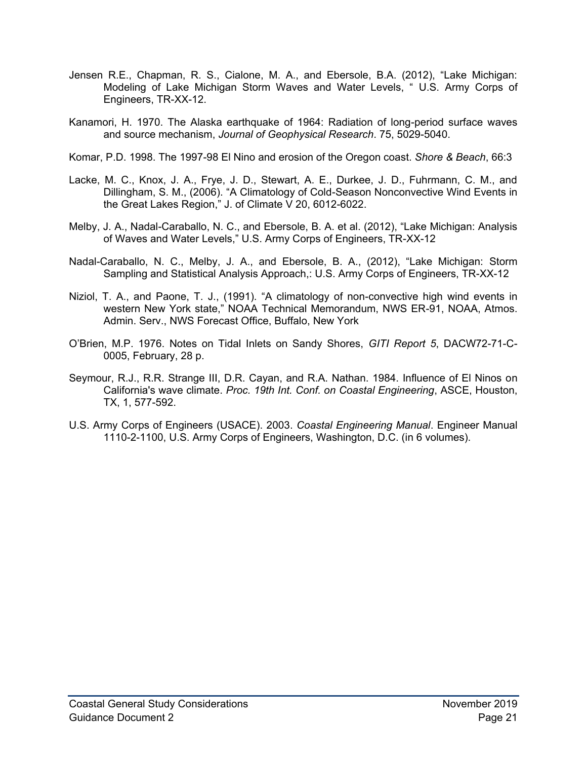Jensen R.E., Chapman, R. S., Cialone, M. A., and Ebersole, B.A. (2012), “Lake Michigan: Modeling of Lake Michigan Storm Waves and Water Levels, “ U.S. Army Corps of Engineers, TR-XX-12.

Kanamori, H. 1970. The Alaska earthquake of 1964: Radiation of long-period surface waves and source mechanism, *Journal of Geophysical Research*. 75, 5029-5040.

Komar, P.D. 1998. The 1997-98 El Nino and erosion of the Oregon coast. *Shore & Beach*, 66:3

Lacke, M. C., Knox, J. A., Frye, J. D., Stewart, A. E., Durkee, J. D., Fuhrmann, C. M., and Dillingham, S. M., (2006). “A Climatology of Cold-Season Nonconvective Wind Events in the Great Lakes Region,” J. of Climate V 20, 6012-6022.

Melby, J. A., Nadal-Caraballo, N. C., and Ebersole, B. A. et al. (2012), “Lake Michigan: Analysis of Waves and Water Levels,” U.S. Army Corps of Engineers, TR-XX-12

Nadal-Caraballo, N. C., Melby, J. A., and Ebersole, B. A., (2012), “Lake Michigan: Storm Sampling and Statistical Analysis Approach,: U.S. Army Corps of Engineers, TR-XX-12

Niziol, T. A., and Paone, T. J., (1991). “A climatology of non-convective high wind events in western New York state,” NOAA Technical Memorandum, NWS ER-91, NOAA, Atmos. Admin. Serv., NWS Forecast Office, Buffalo, New York

O’Brien, M.P. 1976. Notes on Tidal Inlets on Sandy Shores, *GITI Report 5*, DACW72-71-C-0005, February, 28 p.

Seymour, R.J., R.R. Strange III, D.R. Cayan, and R.A. Nathan. 1984. Influence of El Ninos on California's wave climate. *Proc. 19th Int. Conf. on Coastal Engineering*, ASCE, Houston, TX, 1, 577-592.

U.S. Army Corps of Engineers (USACE). 2003. *Coastal Engineering Manual*. Engineer Manual 1110-2-1100, U.S. Army Corps of Engineers, Washington, D.C. (in 6 volumes).